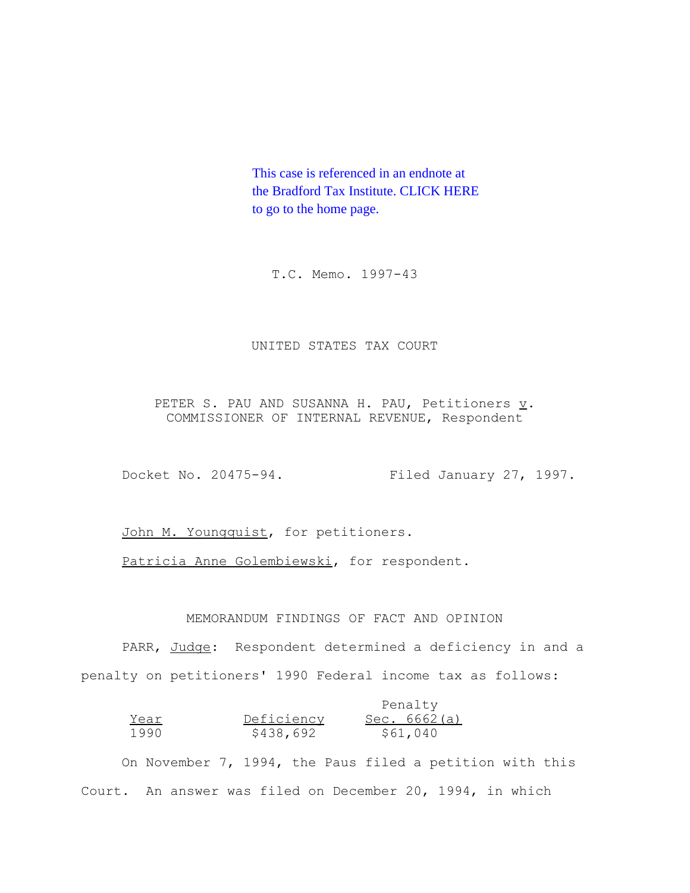This case is referenced in an endnote at the Bradford Tax Institute. CLICK HERE to go to the home page.

T.C. Memo. 1997-43

UNITED STATES TAX COURT

PETER S. PAU AND SUSANNA H. PAU, Petitioners *v*. COMMISSIONER OF INTERNAL REVENUE, Respondent

Docket No. 20475-94. Filed January 27, 1997.

John M. Youngquist, for petitioners.

Patricia Anne Golembiewski, for respondent.

MEMORANDUM FINDINGS OF FACT AND OPINION

PARR, Judge: Respondent determined a deficiency in and a penalty on petitioners' 1990 Federal income tax as follows:

| Year | Deficiency | Penalty Sec. 6662(a) |
|---|---|---|
| 1990 | $438,692 | $61,040 |

On November 7, 1994, the Paus filed a petition with this Court. An answer was filed on December 20, 1994, in which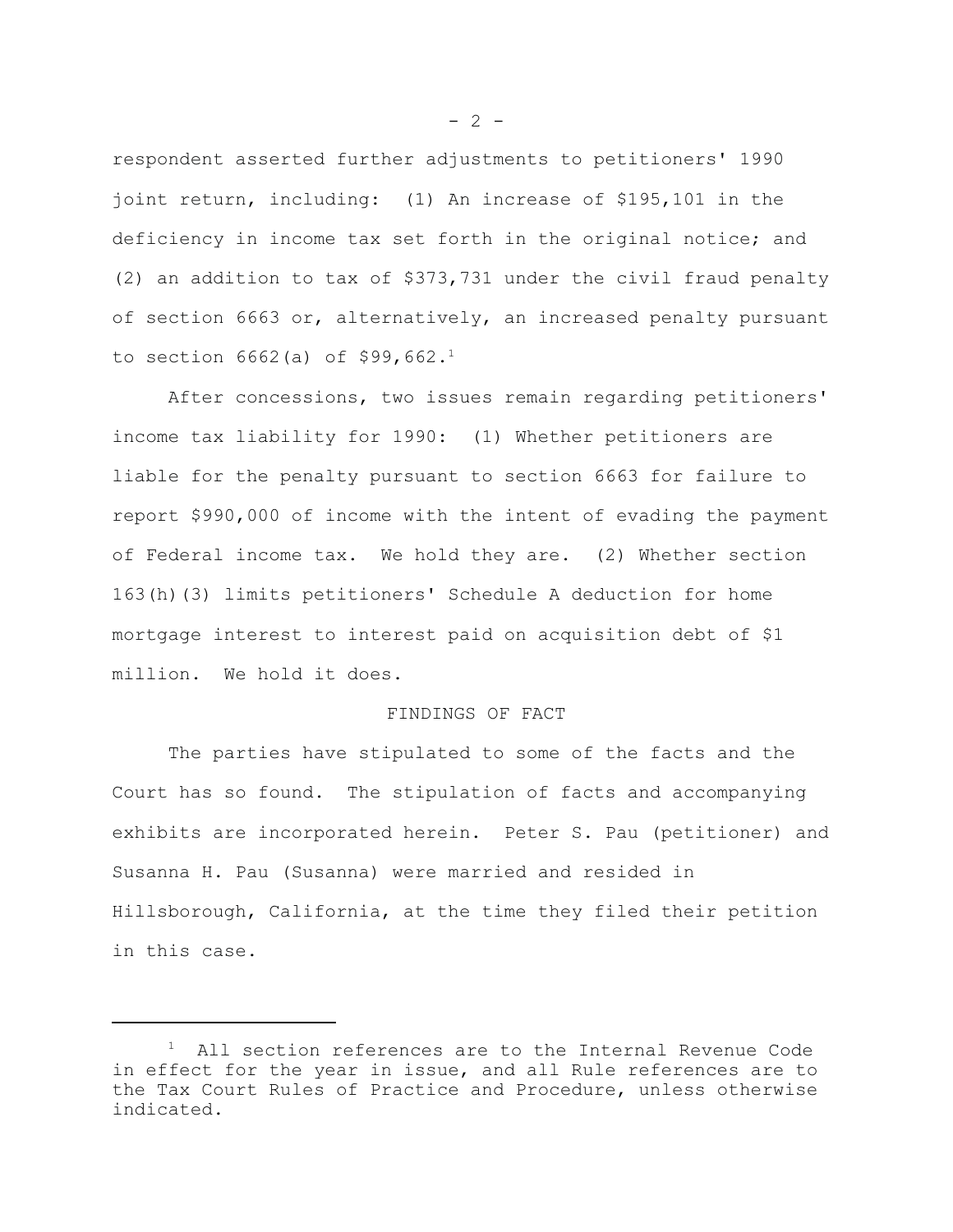respondent asserted further adjustments to petitioners' 1990 joint return, including: (1) An increase of $195,101 in the deficiency in income tax set forth in the original notice; and (2) an addition to tax of $373,731 under the civil fraud penalty of section 6663 or, alternatively, an increased penalty pursuant to section 6662(a) of $99,662.[1]

After concessions, two issues remain regarding petitioners' income tax liability for 1990: (1) Whether petitioners are liable for the penalty pursuant to section 6663 for failure to report $990,000 of income with the intent of evading the payment of Federal income tax. We hold they are. (2) Whether section 163(h)(3) limits petitioners' Schedule A deduction for home mortgage interest to interest paid on acquisition debt of $1 million. We hold it does.

FINDINGS OF FACT

The parties have stipulated to some of the facts and the Court has so found. The stipulation of facts and accompanying exhibits are incorporated herein. Peter S. Pau (petitioner) and Susanna H. Pau (Susanna) were married and resided in Hillsborough, California, at the time they filed their petition in this case.

---

[1] All section references are to the Internal Revenue Code in effect for the year in issue, and all Rule references are to the Tax Court Rules of Practice and Procedure, unless otherwise indicated.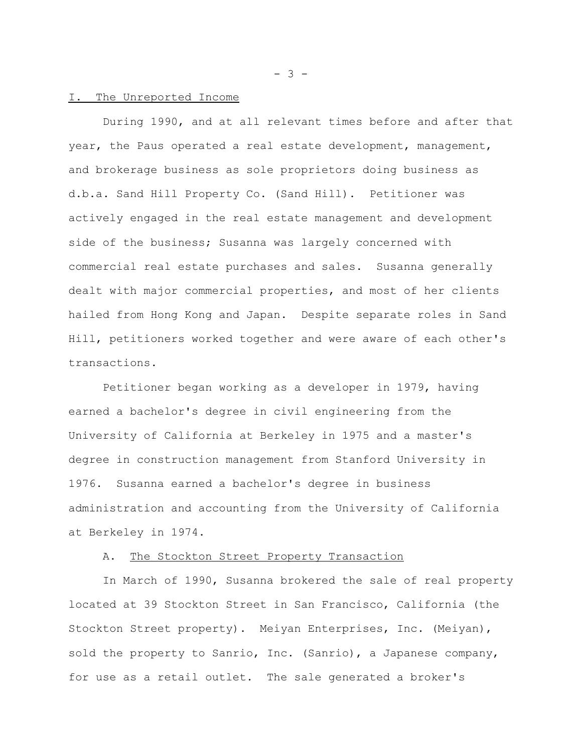## I. The Unreported Income

During 1990, and at all relevant times before and after that year, the Paus operated a real estate development, management, and brokerage business as sole proprietors doing business as d.b.a. Sand Hill Property Co. (Sand Hill). Petitioner was actively engaged in the real estate management and development side of the business; Susanna was largely concerned with commercial real estate purchases and sales. Susanna generally dealt with major commercial properties, and most of her clients hailed from Hong Kong and Japan. Despite separate roles in Sand Hill, petitioners worked together and were aware of each other's transactions.

Petitioner began working as a developer in 1979, having earned a bachelor's degree in civil engineering from the University of California at Berkeley in 1975 and a master's degree in construction management from Stanford University in 1976. Susanna earned a bachelor's degree in business administration and accounting from the University of California at Berkeley in 1974.

### A. The Stockton Street Property Transaction

In March of 1990, Susanna brokered the sale of real property located at 39 Stockton Street in San Francisco, California (the Stockton Street property). Meiyan Enterprises, Inc. (Meiyan), sold the property to Sanrio, Inc. (Sanrio), a Japanese company, for use as a retail outlet. The sale generated a broker's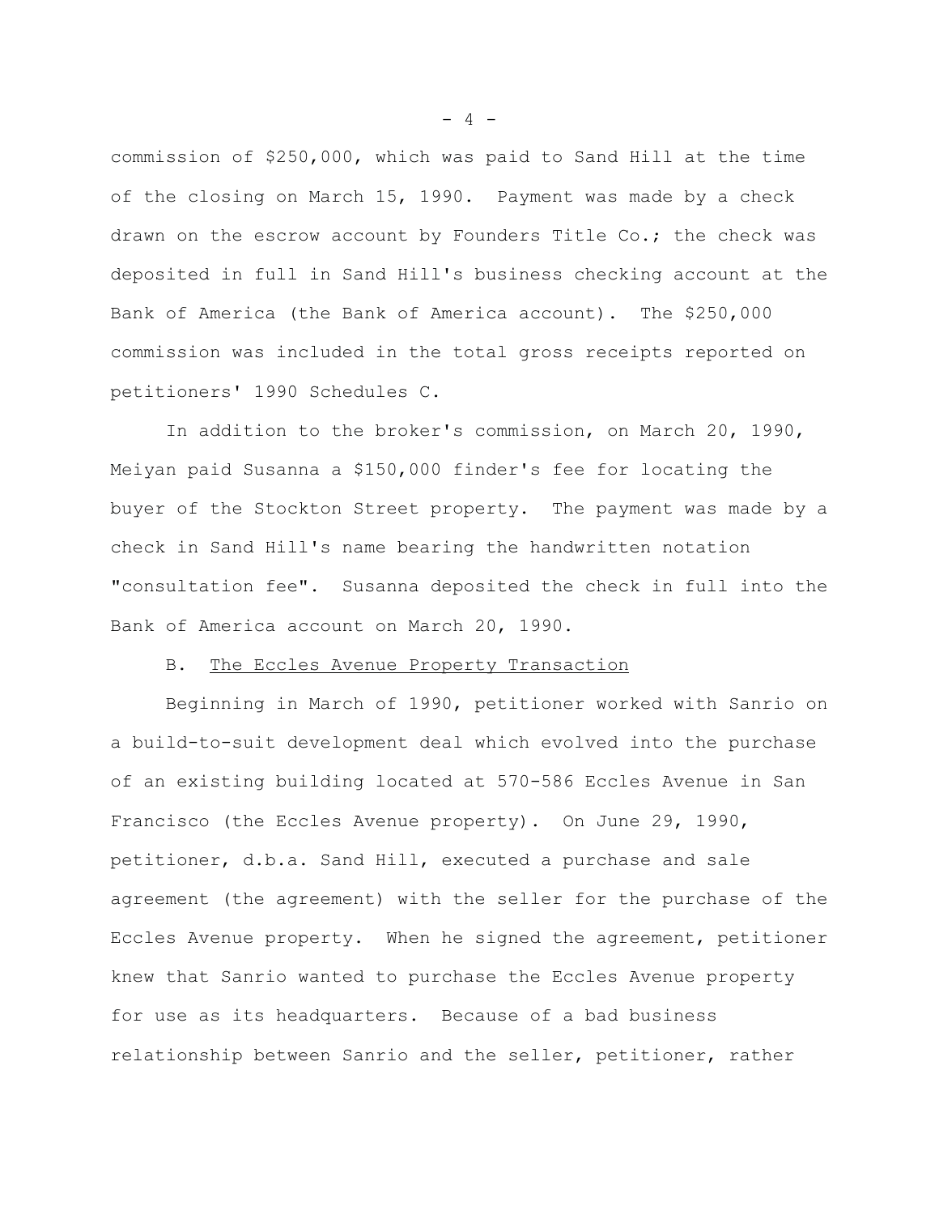commission of $250,000, which was paid to Sand Hill at the time of the closing on March 15, 1990. Payment was made by a check drawn on the escrow account by Founders Title Co.; the check was deposited in full in Sand Hill's business checking account at the Bank of America (the Bank of America account). The $250,000 commission was included in the total gross receipts reported on petitioners' 1990 Schedules C.

In addition to the broker's commission, on March 20, 1990, Meiyan paid Susanna a $150,000 finder's fee for locating the buyer of the Stockton Street property. The payment was made by a check in Sand Hill's name bearing the handwritten notation "consultation fee". Susanna deposited the check in full into the Bank of America account on March 20, 1990.

B. <u>The Eccles Avenue Property Transaction</u>

Beginning in March of 1990, petitioner worked with Sanrio on a build-to-suit development deal which evolved into the purchase of an existing building located at 570-586 Eccles Avenue in San Francisco (the Eccles Avenue property). On June 29, 1990, petitioner, d.b.a. Sand Hill, executed a purchase and sale agreement (the agreement) with the seller for the purchase of the Eccles Avenue property. When he signed the agreement, petitioner knew that Sanrio wanted to purchase the Eccles Avenue property for use as its headquarters. Because of a bad business relationship between Sanrio and the seller, petitioner, rather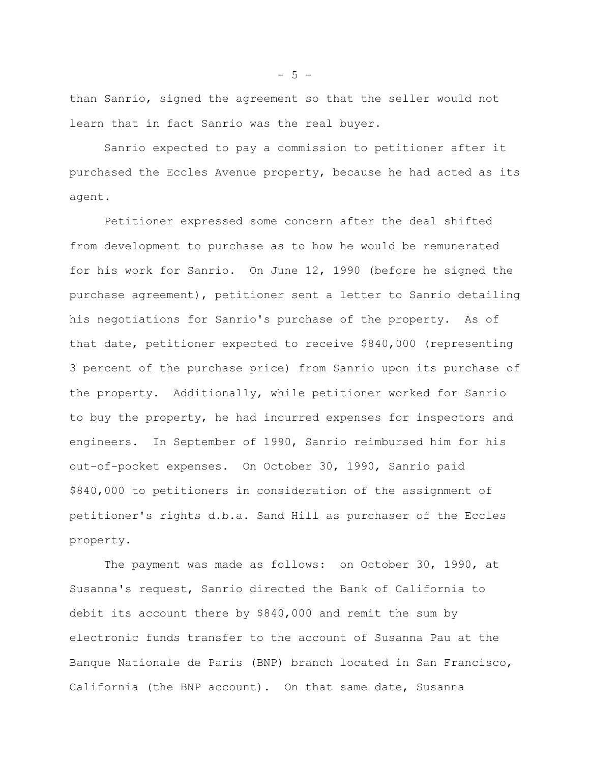than Sanrio, signed the agreement so that the seller would not learn that in fact Sanrio was the real buyer.

Sanrio expected to pay a commission to petitioner after it purchased the Eccles Avenue property, because he had acted as its agent.

Petitioner expressed some concern after the deal shifted from development to purchase as to how he would be remunerated for his work for Sanrio. On June 12, 1990 (before he signed the purchase agreement), petitioner sent a letter to Sanrio detailing his negotiations for Sanrio's purchase of the property. As of that date, petitioner expected to receive $840,000 (representing 3 percent of the purchase price) from Sanrio upon its purchase of the property. Additionally, while petitioner worked for Sanrio to buy the property, he had incurred expenses for inspectors and engineers. In September of 1990, Sanrio reimbursed him for his out-of-pocket expenses. On October 30, 1990, Sanrio paid $840,000 to petitioners in consideration of the assignment of petitioner's rights d.b.a. Sand Hill as purchaser of the Eccles property.

The payment was made as follows: on October 30, 1990, at Susanna's request, Sanrio directed the Bank of California to debit its account there by $840,000 and remit the sum by electronic funds transfer to the account of Susanna Pau at the Banque Nationale de Paris (BNP) branch located in San Francisco, California (the BNP account). On that same date, Susanna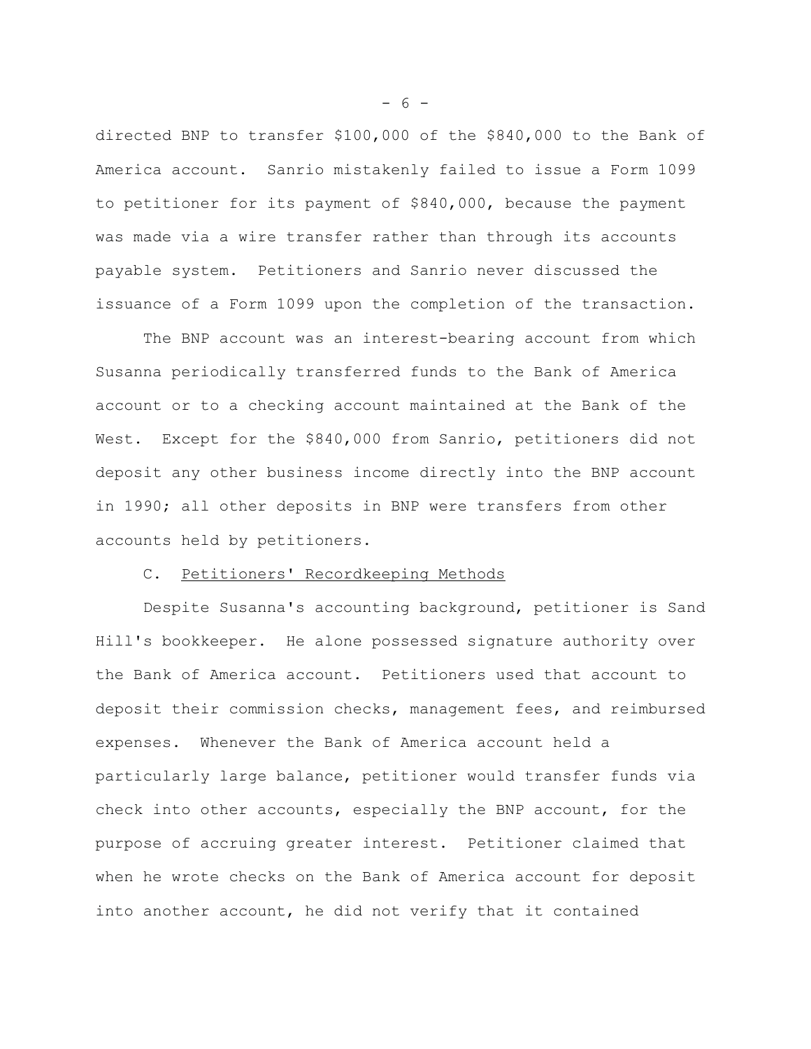directed BNP to transfer $100,000 of the $840,000 to the Bank of America account. Sanrio mistakenly failed to issue a Form 1099 to petitioner for its payment of $840,000, because the payment was made via a wire transfer rather than through its accounts payable system. Petitioners and Sanrio never discussed the issuance of a Form 1099 upon the completion of the transaction.

The BNP account was an interest-bearing account from which Susanna periodically transferred funds to the Bank of America account or to a checking account maintained at the Bank of the West. Except for the $840,000 from Sanrio, petitioners did not deposit any other business income directly into the BNP account in 1990; all other deposits in BNP were transfers from other accounts held by petitioners.

C. Petitioners' Recordkeeping Methods

Despite Susanna's accounting background, petitioner is Sand Hill's bookkeeper. He alone possessed signature authority over the Bank of America account. Petitioners used that account to deposit their commission checks, management fees, and reimbursed expenses. Whenever the Bank of America account held a particularly large balance, petitioner would transfer funds via check into other accounts, especially the BNP account, for the purpose of accruing greater interest. Petitioner claimed that when he wrote checks on the Bank of America account for deposit into another account, he did not verify that it contained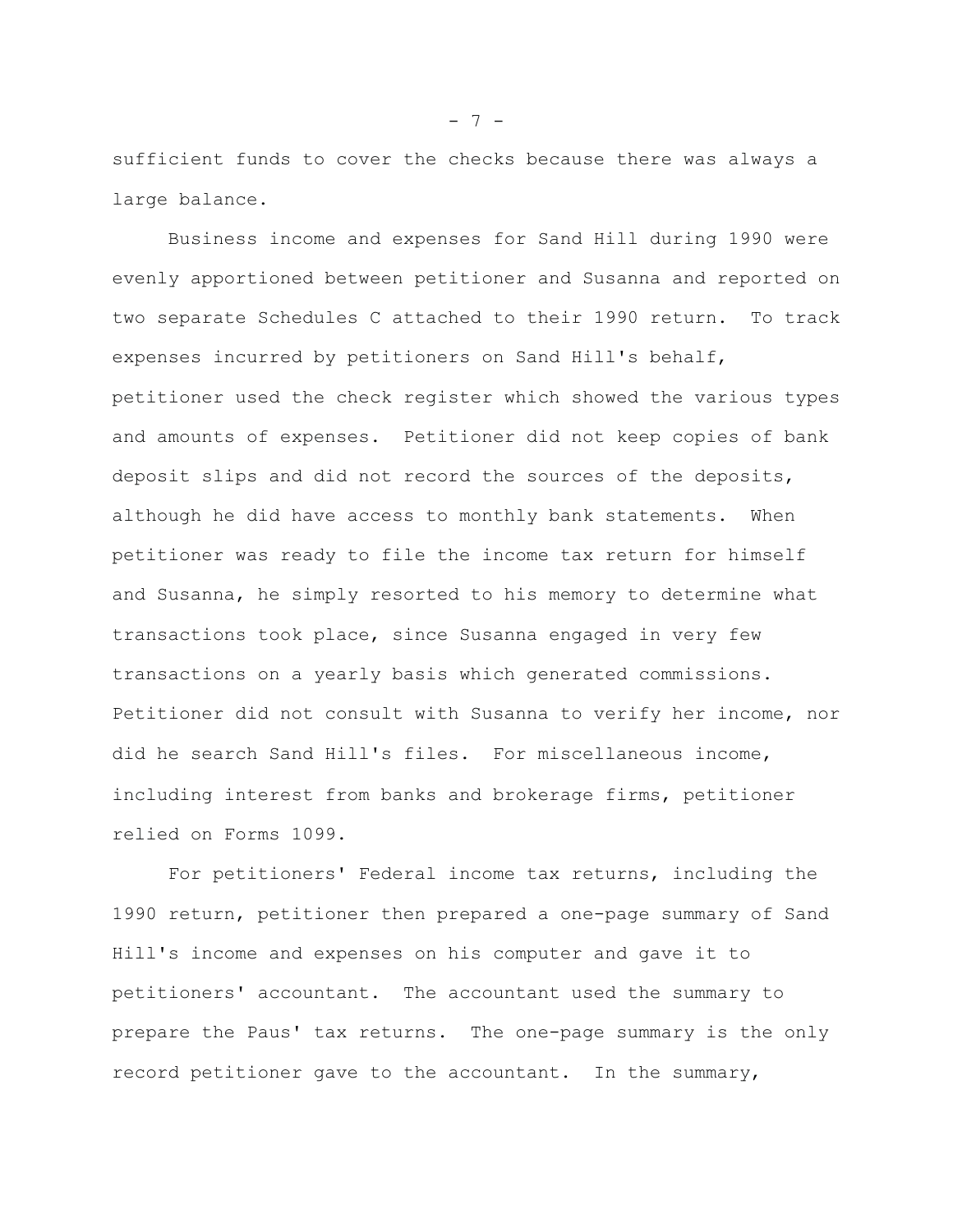sufficient funds to cover the checks because there was always a large balance.

Business income and expenses for Sand Hill during 1990 were evenly apportioned between petitioner and Susanna and reported on two separate Schedules C attached to their 1990 return. To track expenses incurred by petitioners on Sand Hill's behalf, petitioner used the check register which showed the various types and amounts of expenses. Petitioner did not keep copies of bank deposit slips and did not record the sources of the deposits, although he did have access to monthly bank statements. When petitioner was ready to file the income tax return for himself and Susanna, he simply resorted to his memory to determine what transactions took place, since Susanna engaged in very few transactions on a yearly basis which generated commissions. Petitioner did not consult with Susanna to verify her income, nor did he search Sand Hill's files. For miscellaneous income, including interest from banks and brokerage firms, petitioner relied on Forms 1099.

For petitioners' Federal income tax returns, including the 1990 return, petitioner then prepared a one-page summary of Sand Hill's income and expenses on his computer and gave it to petitioners' accountant. The accountant used the summary to prepare the Paus' tax returns. The one-page summary is the only record petitioner gave to the accountant. In the summary,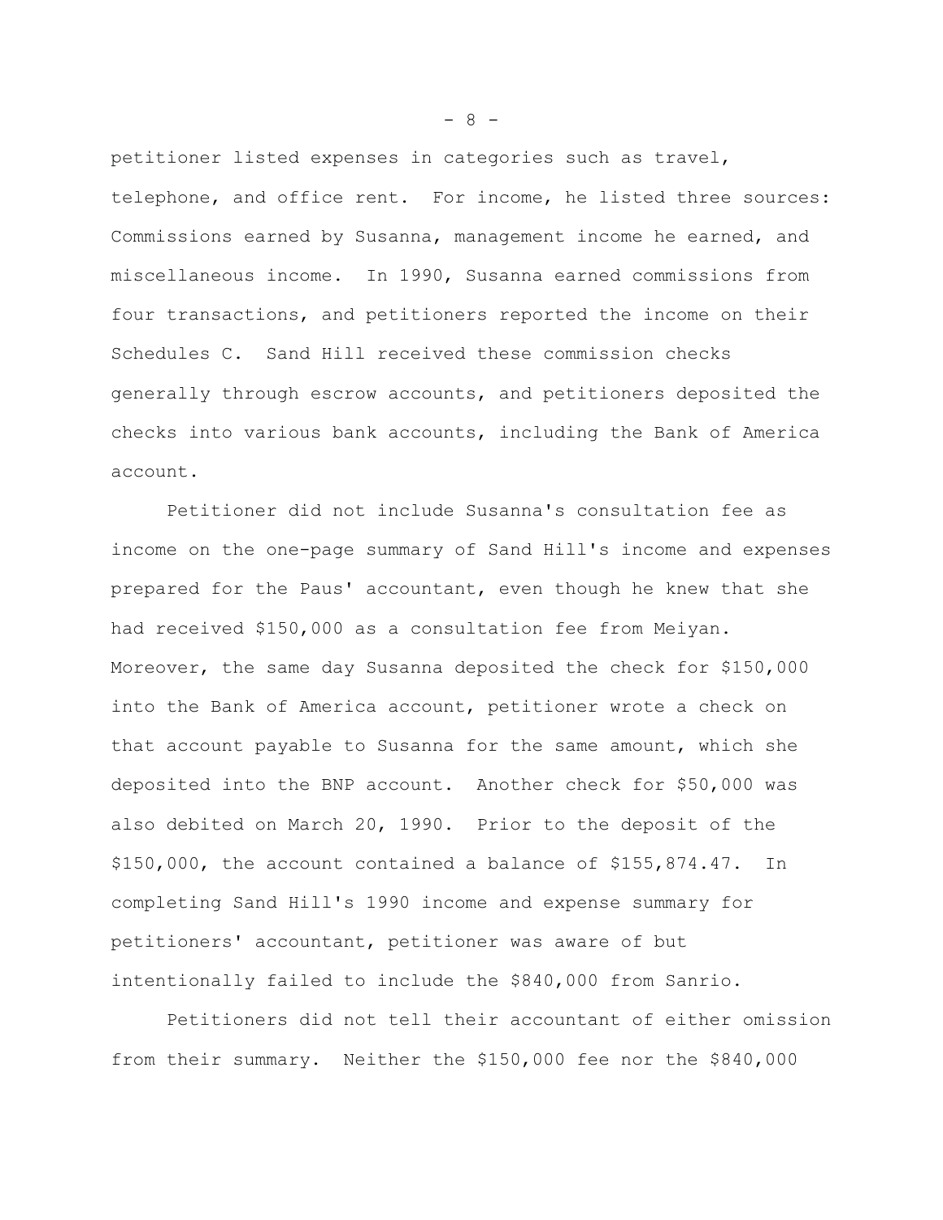petitioner listed expenses in categories such as travel, telephone, and office rent. For income, he listed three sources: Commissions earned by Susanna, management income he earned, and miscellaneous income. In 1990, Susanna earned commissions from four transactions, and petitioners reported the income on their Schedules C. Sand Hill received these commission checks generally through escrow accounts, and petitioners deposited the checks into various bank accounts, including the Bank of America account.

Petitioner did not include Susanna's consultation fee as income on the one-page summary of Sand Hill's income and expenses prepared for the Paus' accountant, even though he knew that she had received $150,000 as a consultation fee from Meiyan. Moreover, the same day Susanna deposited the check for $150,000 into the Bank of America account, petitioner wrote a check on that account payable to Susanna for the same amount, which she deposited into the BNP account. Another check for $50,000 was also debited on March 20, 1990. Prior to the deposit of the $150,000, the account contained a balance of $155,874.47. In completing Sand Hill's 1990 income and expense summary for petitioners' accountant, petitioner was aware of but intentionally failed to include the $840,000 from Sanrio.

Petitioners did not tell their accountant of either omission from their summary. Neither the $150,000 fee nor the $840,000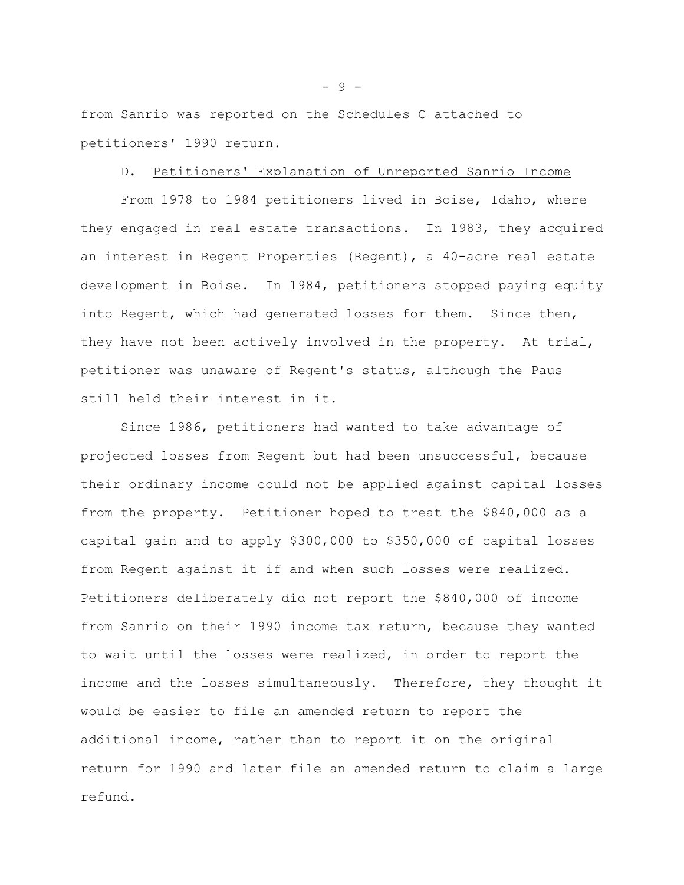from Sanrio was reported on the Schedules C attached to petitioners' 1990 return.

D. Petitioners' Explanation of Unreported Sanrio Income

From 1978 to 1984 petitioners lived in Boise, Idaho, where they engaged in real estate transactions. In 1983, they acquired an interest in Regent Properties (Regent), a 40-acre real estate development in Boise. In 1984, petitioners stopped paying equity into Regent, which had generated losses for them. Since then, they have not been actively involved in the property. At trial, petitioner was unaware of Regent's status, although the Paus still held their interest in it.

Since 1986, petitioners had wanted to take advantage of projected losses from Regent but had been unsuccessful, because their ordinary income could not be applied against capital losses from the property. Petitioner hoped to treat the $840,000 as a capital gain and to apply $300,000 to $350,000 of capital losses from Regent against it if and when such losses were realized. Petitioners deliberately did not report the $840,000 of income from Sanrio on their 1990 income tax return, because they wanted to wait until the losses were realized, in order to report the income and the losses simultaneously. Therefore, they thought it would be easier to file an amended return to report the additional income, rather than to report it on the original return for 1990 and later file an amended return to claim a large refund.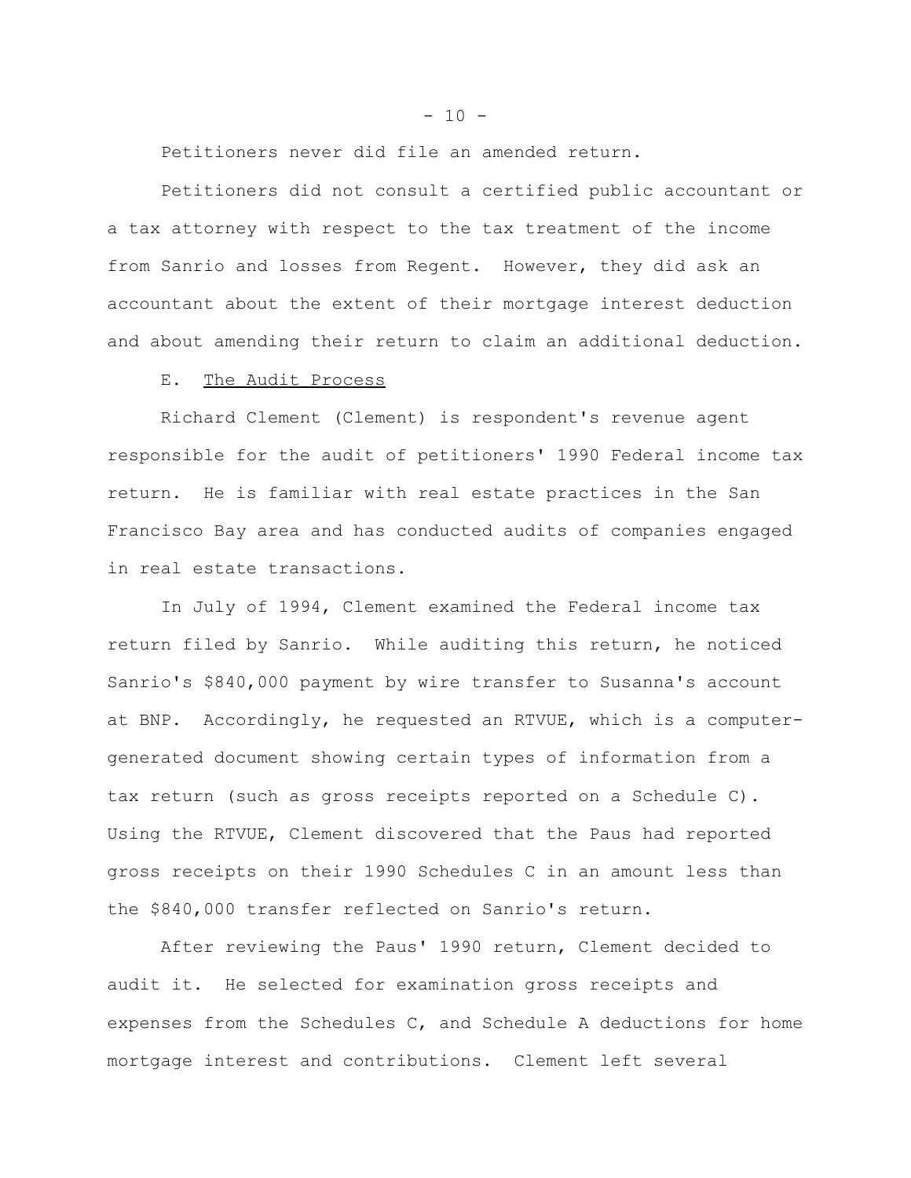Petitioners never did file an amended return.

Petitioners did not consult a certified public accountant or a tax attorney with respect to the tax treatment of the income from Sanrio and losses from Regent. However, they did ask an accountant about the extent of their mortgage interest deduction and about amending their return to claim an additional deduction.

E. The Audit Process

Richard Clement (Clement) is respondent's revenue agent responsible for the audit of petitioners' 1990 Federal income tax return. He is familiar with real estate practices in the San Francisco Bay area and has conducted audits of companies engaged in real estate transactions.

In July of 1994, Clement examined the Federal income tax return filed by Sanrio. While auditing this return, he noticed Sanrio's $840,000 payment by wire transfer to Susanna's account at BNP. Accordingly, he requested an RTVUE, which is a computer-generated document showing certain types of information from a tax return (such as gross receipts reported on a Schedule C). Using the RTVUE, Clement discovered that the Paus had reported gross receipts on their 1990 Schedules C in an amount less than the $840,000 transfer reflected on Sanrio's return.

After reviewing the Paus' 1990 return, Clement decided to audit it. He selected for examination gross receipts and expenses from the Schedules C, and Schedule A deductions for home mortgage interest and contributions. Clement left several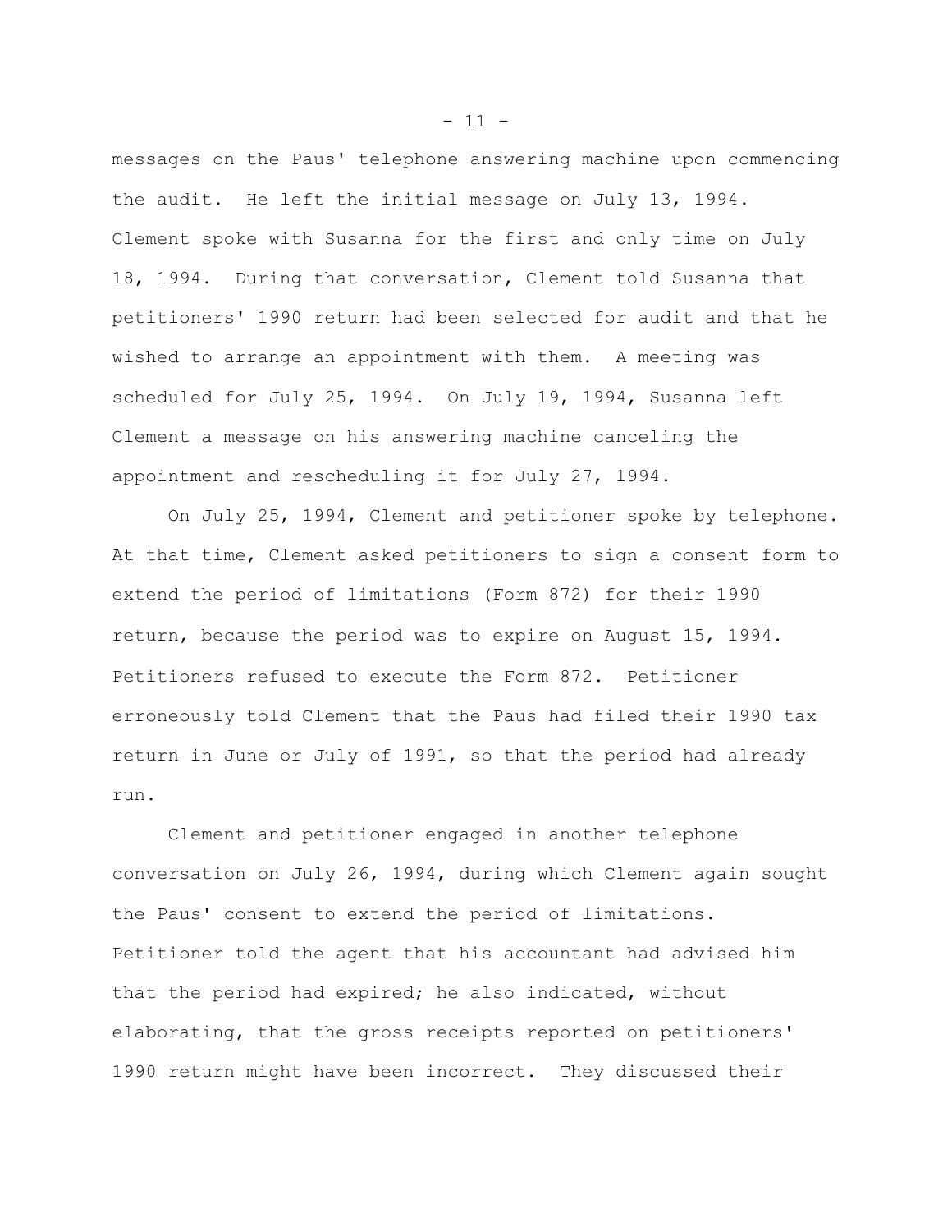messages on the Paus' telephone answering machine upon commencing the audit. He left the initial message on July 13, 1994. Clement spoke with Susanna for the first and only time on July 18, 1994. During that conversation, Clement told Susanna that petitioners' 1990 return had been selected for audit and that he wished to arrange an appointment with them. A meeting was scheduled for July 25, 1994. On July 19, 1994, Susanna left Clement a message on his answering machine canceling the appointment and rescheduling it for July 27, 1994.

On July 25, 1994, Clement and petitioner spoke by telephone. At that time, Clement asked petitioners to sign a consent form to extend the period of limitations (Form 872) for their 1990 return, because the period was to expire on August 15, 1994. Petitioners refused to execute the Form 872. Petitioner erroneously told Clement that the Paus had filed their 1990 tax return in June or July of 1991, so that the period had already run.

Clement and petitioner engaged in another telephone conversation on July 26, 1994, during which Clement again sought the Paus' consent to extend the period of limitations. Petitioner told the agent that his accountant had advised him that the period had expired; he also indicated, without elaborating, that the gross receipts reported on petitioners' 1990 return might have been incorrect. They discussed their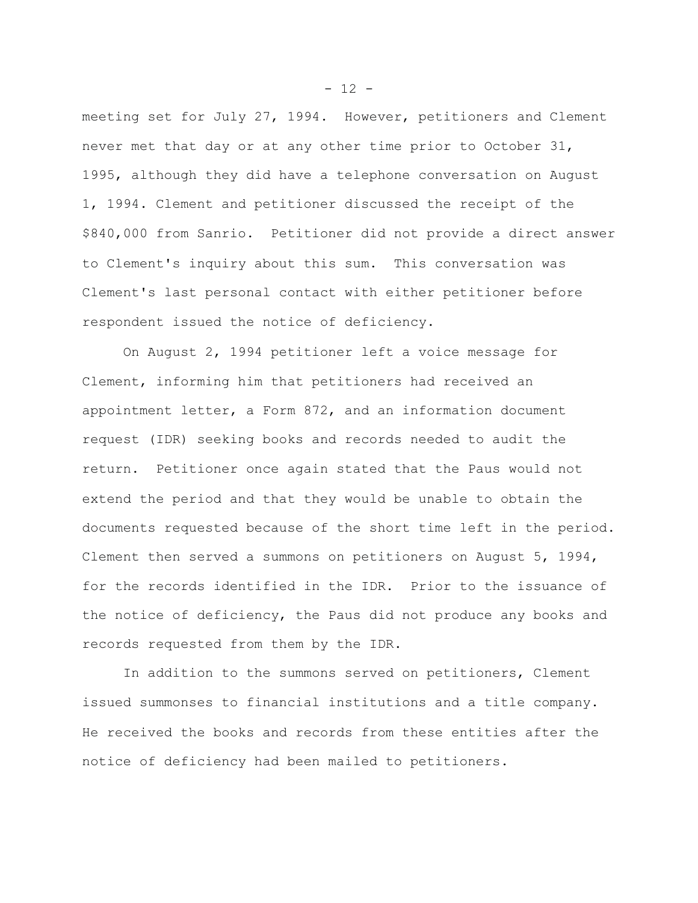meeting set for July 27, 1994. However, petitioners and Clement never met that day or at any other time prior to October 31, 1995, although they did have a telephone conversation on August 1, 1994. Clement and petitioner discussed the receipt of the $840,000 from Sanrio. Petitioner did not provide a direct answer to Clement's inquiry about this sum. This conversation was Clement's last personal contact with either petitioner before respondent issued the notice of deficiency.

On August 2, 1994 petitioner left a voice message for Clement, informing him that petitioners had received an appointment letter, a Form 872, and an information document request (IDR) seeking books and records needed to audit the return. Petitioner once again stated that the Paus would not extend the period and that they would be unable to obtain the documents requested because of the short time left in the period. Clement then served a summons on petitioners on August 5, 1994, for the records identified in the IDR. Prior to the issuance of the notice of deficiency, the Paus did not produce any books and records requested from them by the IDR.

In addition to the summons served on petitioners, Clement issued summonses to financial institutions and a title company. He received the books and records from these entities after the notice of deficiency had been mailed to petitioners.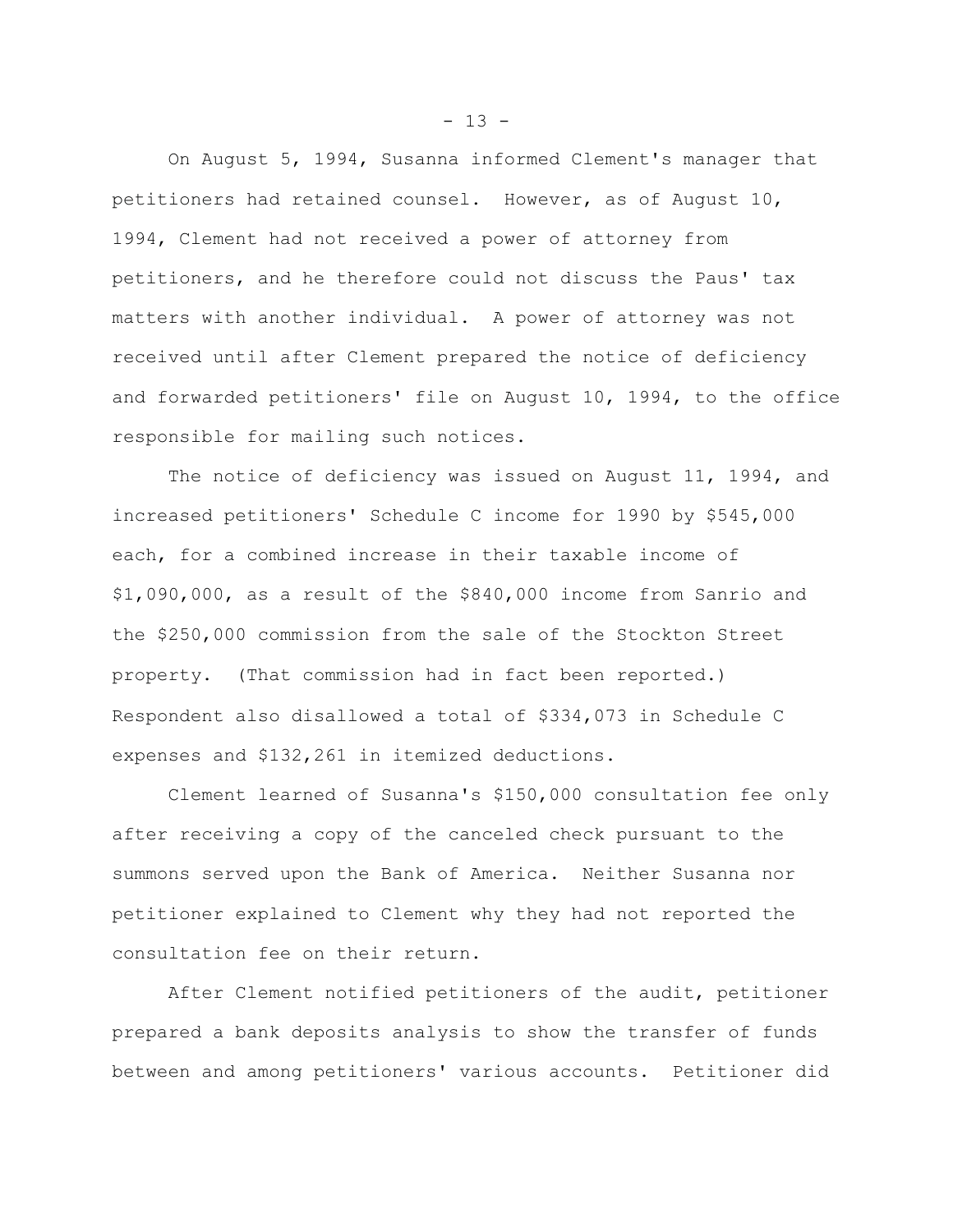On August 5, 1994, Susanna informed Clement's manager that petitioners had retained counsel. However, as of August 10, 1994, Clement had not received a power of attorney from petitioners, and he therefore could not discuss the Paus' tax matters with another individual. A power of attorney was not received until after Clement prepared the notice of deficiency and forwarded petitioners' file on August 10, 1994, to the office responsible for mailing such notices.

The notice of deficiency was issued on August 11, 1994, and increased petitioners' Schedule C income for 1990 by $545,000 each, for a combined increase in their taxable income of $1,090,000, as a result of the $840,000 income from Sanrio and the $250,000 commission from the sale of the Stockton Street property. (That commission had in fact been reported.) Respondent also disallowed a total of $334,073 in Schedule C expenses and $132,261 in itemized deductions.

Clement learned of Susanna's $150,000 consultation fee only after receiving a copy of the canceled check pursuant to the summons served upon the Bank of America. Neither Susanna nor petitioner explained to Clement why they had not reported the consultation fee on their return.

After Clement notified petitioners of the audit, petitioner prepared a bank deposits analysis to show the transfer of funds between and among petitioners' various accounts. Petitioner did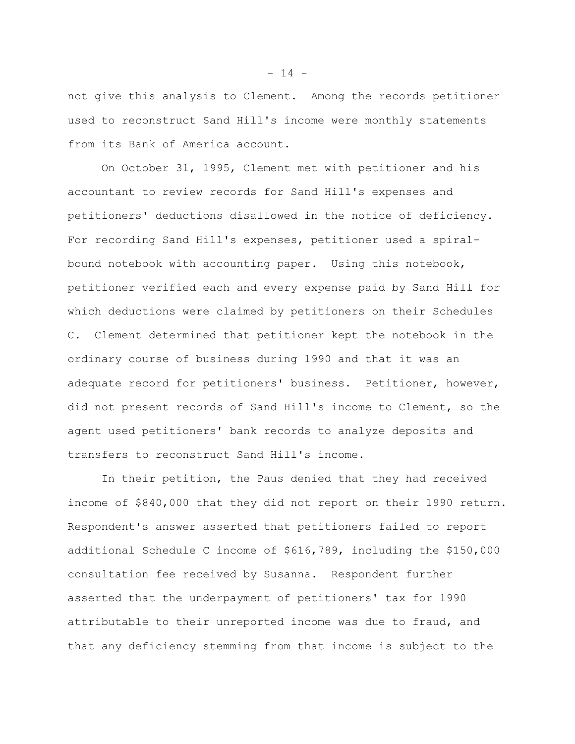not give this analysis to Clement. Among the records petitioner used to reconstruct Sand Hill's income were monthly statements from its Bank of America account.

On October 31, 1995, Clement met with petitioner and his accountant to review records for Sand Hill's expenses and petitioners' deductions disallowed in the notice of deficiency. For recording Sand Hill's expenses, petitioner used a spiral-bound notebook with accounting paper. Using this notebook, petitioner verified each and every expense paid by Sand Hill for which deductions were claimed by petitioners on their Schedules C. Clement determined that petitioner kept the notebook in the ordinary course of business during 1990 and that it was an adequate record for petitioners' business. Petitioner, however, did not present records of Sand Hill's income to Clement, so the agent used petitioners' bank records to analyze deposits and transfers to reconstruct Sand Hill's income.

In their petition, the Paus denied that they had received income of $840,000 that they did not report on their 1990 return. Respondent's answer asserted that petitioners failed to report additional Schedule C income of $616,789, including the $150,000 consultation fee received by Susanna. Respondent further asserted that the underpayment of petitioners' tax for 1990 attributable to their unreported income was due to fraud, and that any deficiency stemming from that income is subject to the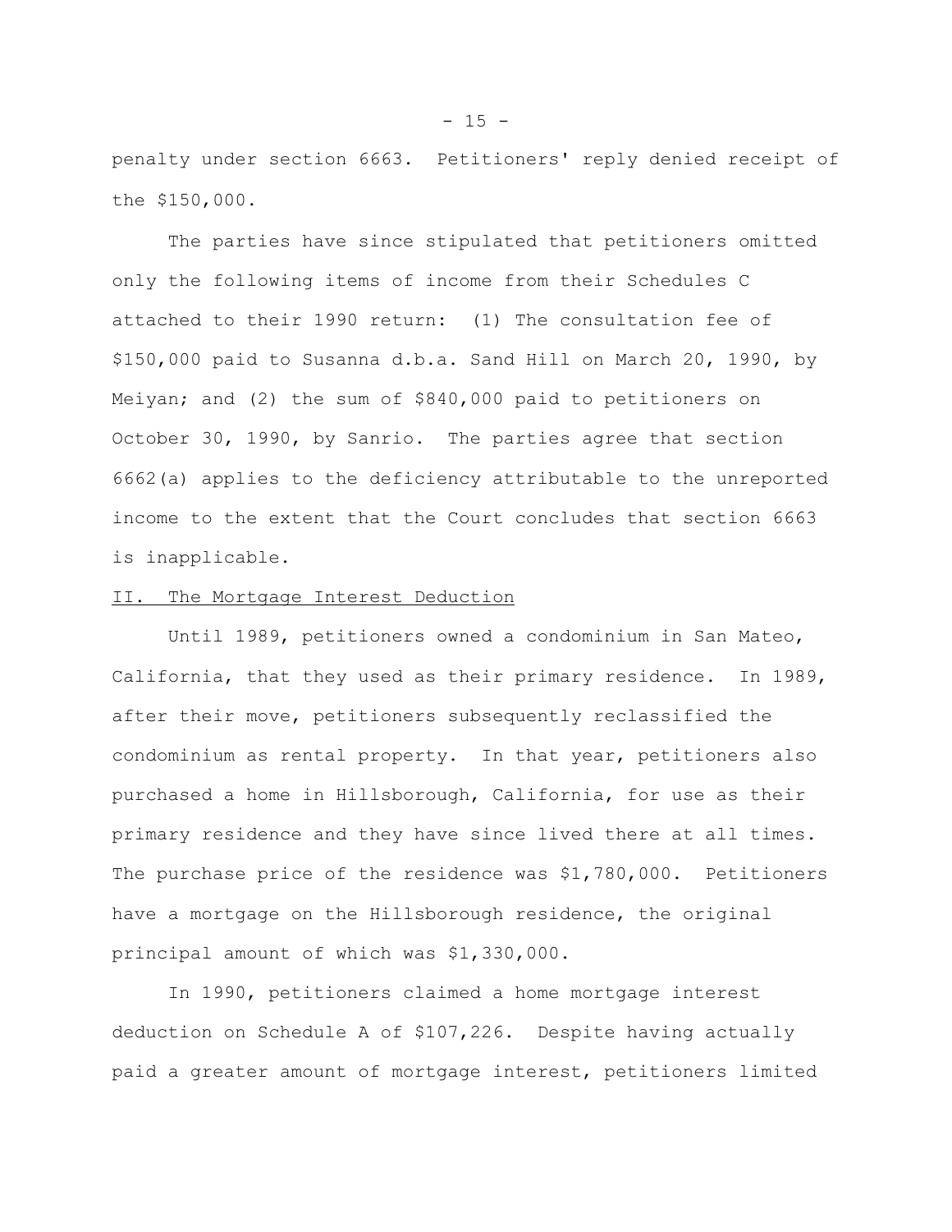penalty under section 6663. Petitioners' reply denied receipt of the $150,000.

The parties have since stipulated that petitioners omitted only the following items of income from their Schedules C attached to their 1990 return: (1) The consultation fee of $150,000 paid to Susanna d.b.a. Sand Hill on March 20, 1990, by Meiyan; and (2) the sum of $840,000 paid to petitioners on October 30, 1990, by Sanrio. The parties agree that section 6662(a) applies to the deficiency attributable to the unreported income to the extent that the Court concludes that section 6663 is inapplicable.

## II. The Mortgage Interest Deduction

Until 1989, petitioners owned a condominium in San Mateo, California, that they used as their primary residence. In 1989, after their move, petitioners subsequently reclassified the condominium as rental property. In that year, petitioners also purchased a home in Hillsborough, California, for use as their primary residence and they have since lived there at all times. The purchase price of the residence was $1,780,000. Petitioners have a mortgage on the Hillsborough residence, the original principal amount of which was $1,330,000.

In 1990, petitioners claimed a home mortgage interest deduction on Schedule A of $107,226. Despite having actually paid a greater amount of mortgage interest, petitioners limited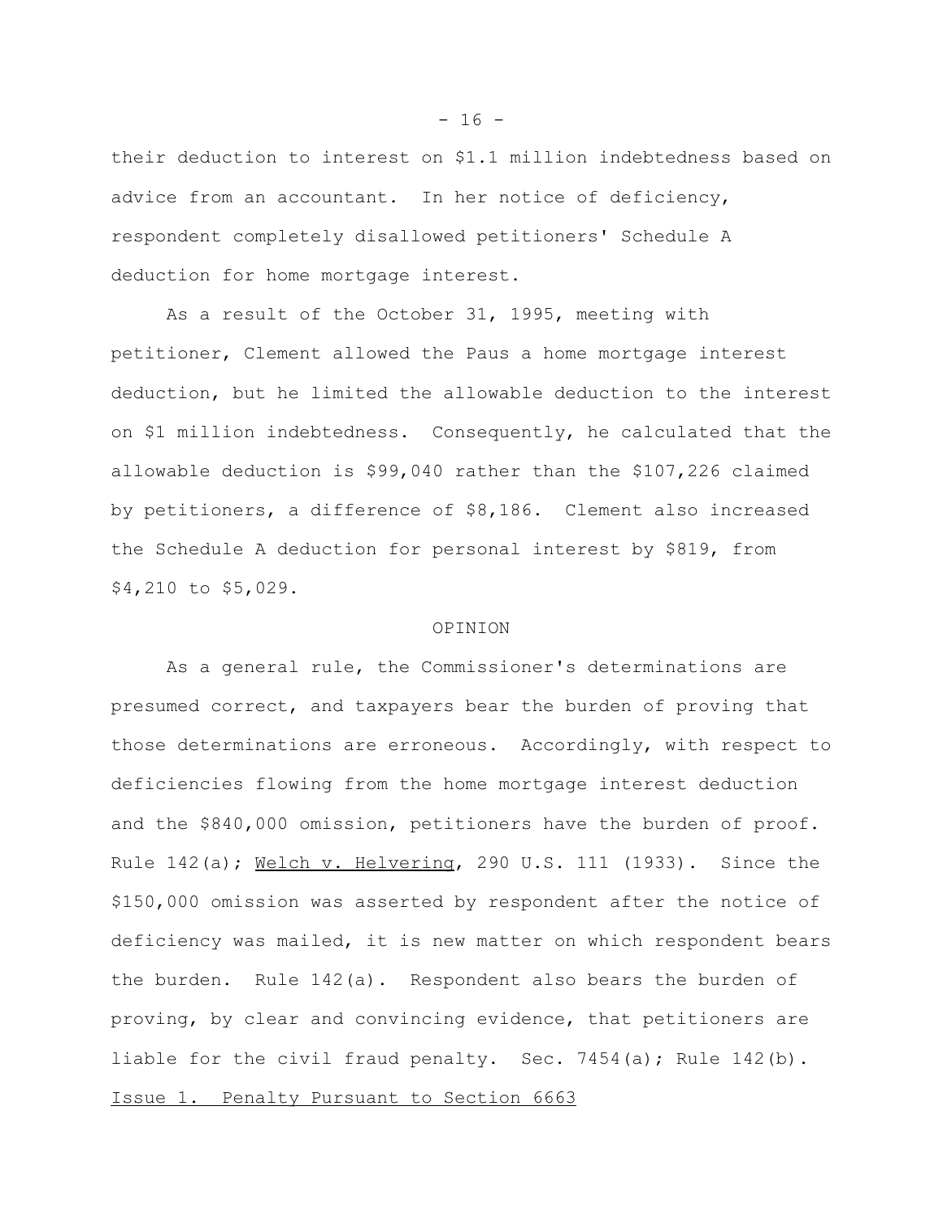their deduction to interest on $1.1 million indebtedness based on advice from an accountant. In her notice of deficiency, respondent completely disallowed petitioners' Schedule A deduction for home mortgage interest.

As a result of the October 31, 1995, meeting with petitioner, Clement allowed the Paus a home mortgage interest deduction, but he limited the allowable deduction to the interest on $1 million indebtedness. Consequently, he calculated that the allowable deduction is $99,040 rather than the $107,226 claimed by petitioners, a difference of $8,186. Clement also increased the Schedule A deduction for personal interest by $819, from $4,210 to $5,029.

## OPINION

As a general rule, the Commissioner's determinations are presumed correct, and taxpayers bear the burden of proving that those determinations are erroneous. Accordingly, with respect to deficiencies flowing from the home mortgage interest deduction and the $840,000 omission, petitioners have the burden of proof. Rule 142(a); Welch v. Helvering, 290 U.S. 111 (1933). Since the $150,000 omission was asserted by respondent after the notice of deficiency was mailed, it is new matter on which respondent bears the burden. Rule 142(a). Respondent also bears the burden of proving, by clear and convincing evidence, that petitioners are liable for the civil fraud penalty. Sec. 7454(a); Rule 142(b).

### Issue 1. Penalty Pursuant to Section 6663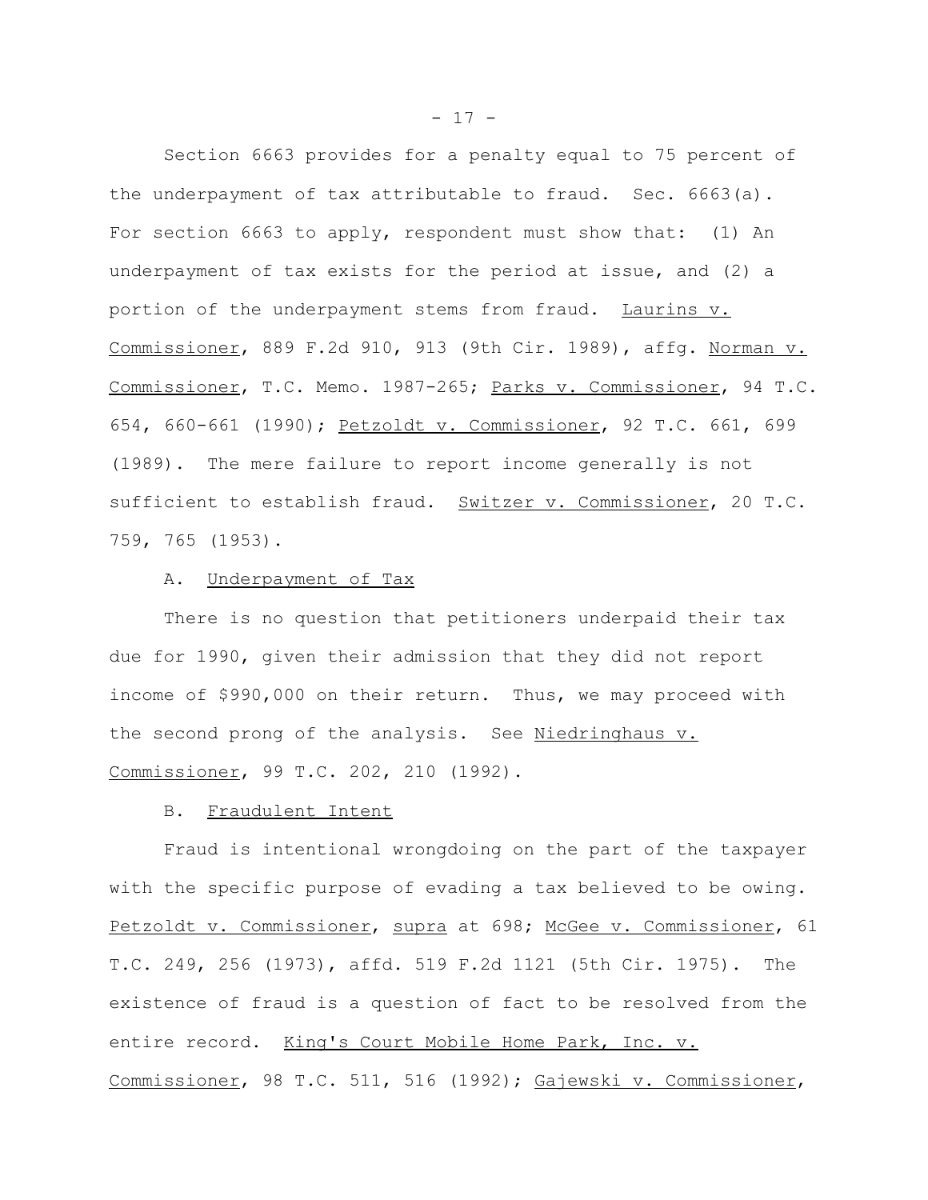Section 6663 provides for a penalty equal to 75 percent of the underpayment of tax attributable to fraud. Sec. 6663(a). For section 6663 to apply, respondent must show that: (1) An underpayment of tax exists for the period at issue, and (2) a portion of the underpayment stems from fraud. Laurins v. Commissioner, 889 F.2d 910, 913 (9th Cir. 1989), affg. Norman v. Commissioner, T.C. Memo. 1987-265; Parks v. Commissioner, 94 T.C. 654, 660-661 (1990); Petzoldt v. Commissioner, 92 T.C. 661, 699 (1989). The mere failure to report income generally is not sufficient to establish fraud. Switzer v. Commissioner, 20 T.C. 759, 765 (1953).

A. Underpayment of Tax

There is no question that petitioners underpaid their tax due for 1990, given their admission that they did not report income of $990,000 on their return. Thus, we may proceed with the second prong of the analysis. See Niedringhaus v. Commissioner, 99 T.C. 202, 210 (1992).

B. Fraudulent Intent

Fraud is intentional wrongdoing on the part of the taxpayer with the specific purpose of evading a tax believed to be owing. Petzoldt v. Commissioner, supra at 698; McGee v. Commissioner, 61 T.C. 249, 256 (1973), affd. 519 F.2d 1121 (5th Cir. 1975). The existence of fraud is a question of fact to be resolved from the entire record. King's Court Mobile Home Park, Inc. v. Commissioner, 98 T.C. 511, 516 (1992); Gajewski v. Commissioner,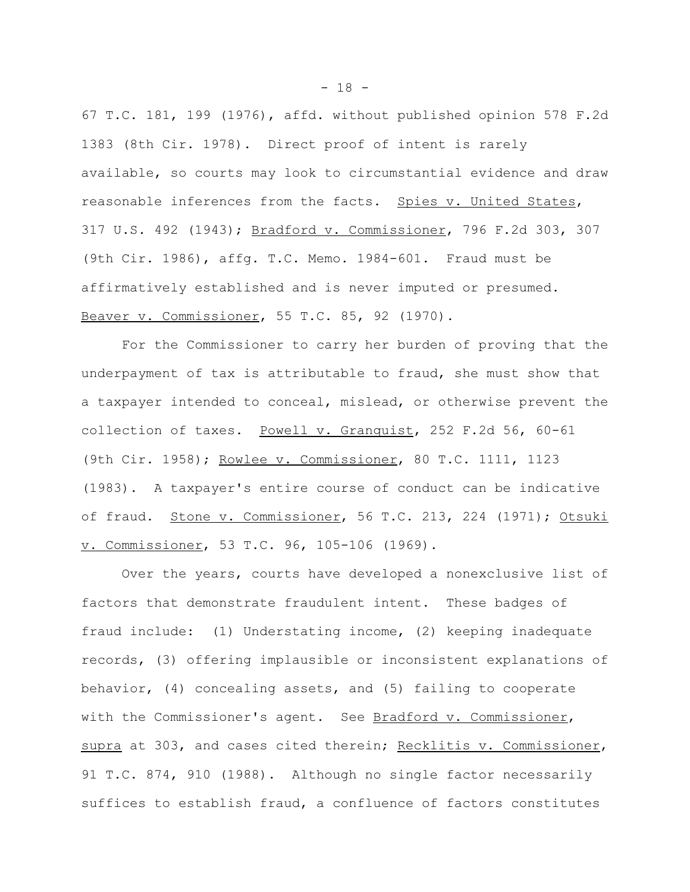67 T.C. 181, 199 (1976), affd. without published opinion 578 F.2d 1383 (8th Cir. 1978). Direct proof of intent is rarely available, so courts may look to circumstantial evidence and draw reasonable inferences from the facts. Spies v. United States, 317 U.S. 492 (1943); Bradford v. Commissioner, 796 F.2d 303, 307 (9th Cir. 1986), affg. T.C. Memo. 1984-601. Fraud must be affirmatively established and is never imputed or presumed. Beaver v. Commissioner, 55 T.C. 85, 92 (1970).

For the Commissioner to carry her burden of proving that the underpayment of tax is attributable to fraud, she must show that a taxpayer intended to conceal, mislead, or otherwise prevent the collection of taxes. Powell v. Granquist, 252 F.2d 56, 60-61 (9th Cir. 1958); Rowlee v. Commissioner, 80 T.C. 1111, 1123 (1983). A taxpayer's entire course of conduct can be indicative of fraud. Stone v. Commissioner, 56 T.C. 213, 224 (1971); Otsuki v. Commissioner, 53 T.C. 96, 105-106 (1969).

Over the years, courts have developed a nonexclusive list of factors that demonstrate fraudulent intent. These badges of fraud include: (1) Understating income, (2) keeping inadequate records, (3) offering implausible or inconsistent explanations of behavior, (4) concealing assets, and (5) failing to cooperate with the Commissioner's agent. See Bradford v. Commissioner, supra at 303, and cases cited therein; Recklitis v. Commissioner, 91 T.C. 874, 910 (1988). Although no single factor necessarily suffices to establish fraud, a confluence of factors constitutes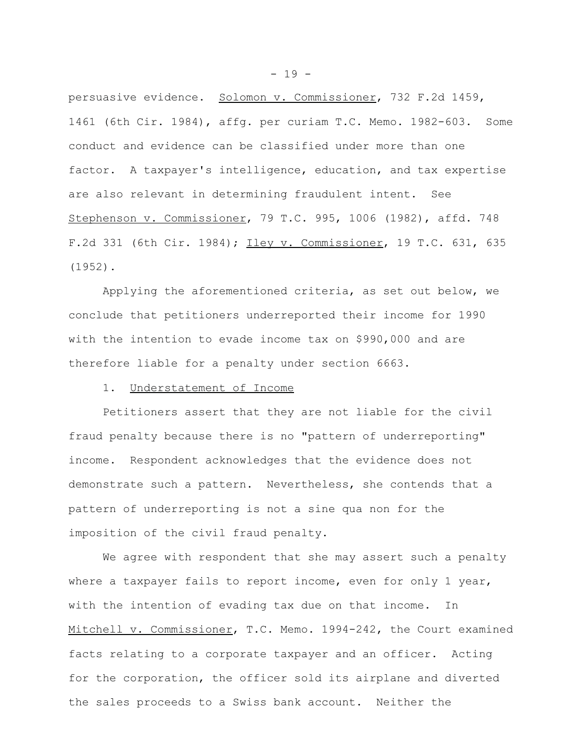persuasive evidence. Solomon v. Commissioner, 732 F.2d 1459, 1461 (6th Cir. 1984), affg. per curiam T.C. Memo. 1982-603. Some conduct and evidence can be classified under more than one factor. A taxpayer's intelligence, education, and tax expertise are also relevant in determining fraudulent intent. See Stephenson v. Commissioner, 79 T.C. 995, 1006 (1982), affd. 748 F.2d 331 (6th Cir. 1984); Iley v. Commissioner, 19 T.C. 631, 635 (1952).

Applying the aforementioned criteria, as set out below, we conclude that petitioners underreported their income for 1990 with the intention to evade income tax on $990,000 and are therefore liable for a penalty under section 6663.

1. Understatement of Income

Petitioners assert that they are not liable for the civil fraud penalty because there is no "pattern of underreporting" income. Respondent acknowledges that the evidence does not demonstrate such a pattern. Nevertheless, she contends that a pattern of underreporting is not a sine qua non for the imposition of the civil fraud penalty.

We agree with respondent that she may assert such a penalty where a taxpayer fails to report income, even for only 1 year, with the intention of evading tax due on that income. In Mitchell v. Commissioner, T.C. Memo. 1994-242, the Court examined facts relating to a corporate taxpayer and an officer. Acting for the corporation, the officer sold its airplane and diverted the sales proceeds to a Swiss bank account. Neither the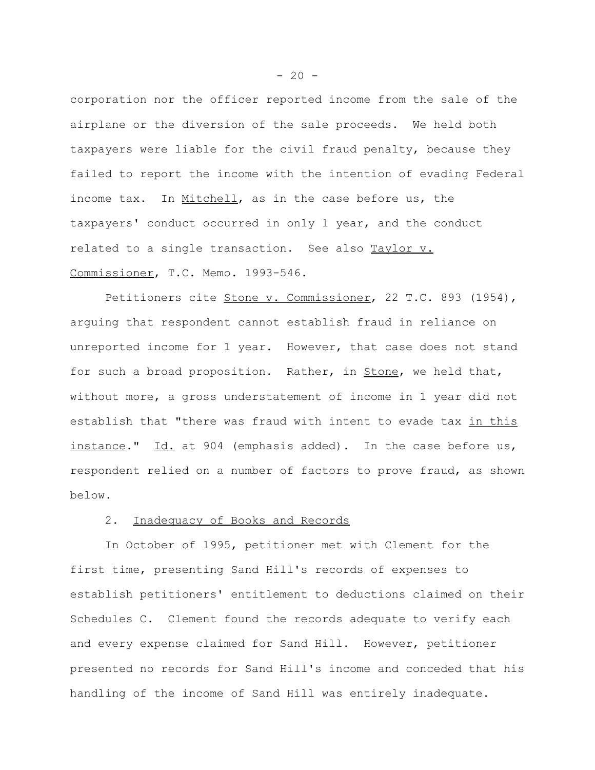corporation nor the officer reported income from the sale of the airplane or the diversion of the sale proceeds. We held both taxpayers were liable for the civil fraud penalty, because they failed to report the income with the intention of evading Federal income tax. In Mitchell, as in the case before us, the taxpayers' conduct occurred in only 1 year, and the conduct related to a single transaction. See also Taylor v. Commissioner, T.C. Memo. 1993-546.

Petitioners cite Stone v. Commissioner, 22 T.C. 893 (1954), arguing that respondent cannot establish fraud in reliance on unreported income for 1 year. However, that case does not stand for such a broad proposition. Rather, in Stone, we held that, without more, a gross understatement of income in 1 year did not establish that "there was fraud with intent to evade tax in this instance." Id. at 904 (emphasis added). In the case before us, respondent relied on a number of factors to prove fraud, as shown below.

2. Inadequacy of Books and Records

In October of 1995, petitioner met with Clement for the first time, presenting Sand Hill's records of expenses to establish petitioners' entitlement to deductions claimed on their Schedules C. Clement found the records adequate to verify each and every expense claimed for Sand Hill. However, petitioner presented no records for Sand Hill's income and conceded that his handling of the income of Sand Hill was entirely inadequate.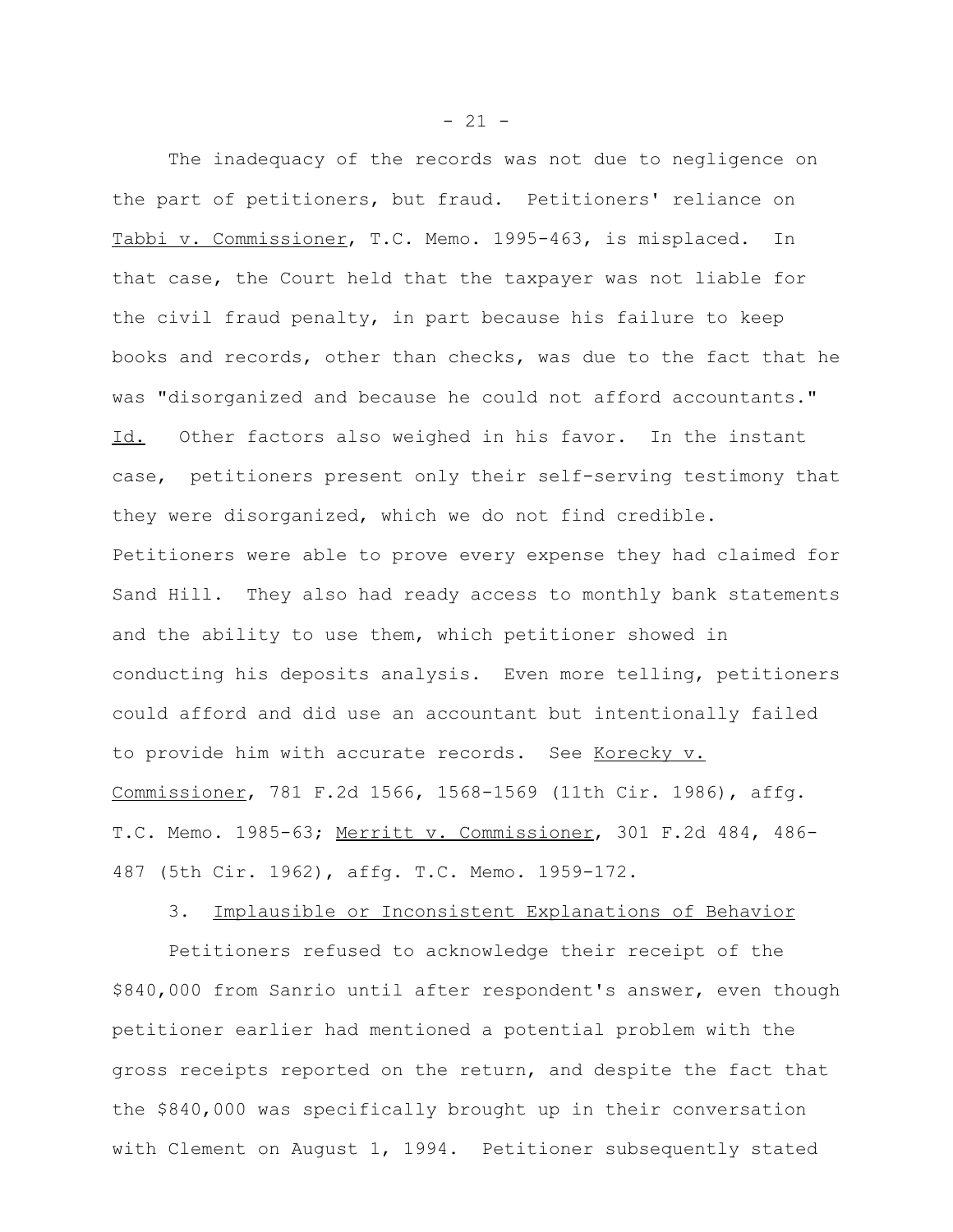The inadequacy of the records was not due to negligence on the part of petitioners, but fraud. Petitioners' reliance on Tabbi v. Commissioner, T.C. Memo. 1995-463, is misplaced. In that case, the Court held that the taxpayer was not liable for the civil fraud penalty, in part because his failure to keep books and records, other than checks, was due to the fact that he was "disorganized and because he could not afford accountants." Id. Other factors also weighed in his favor. In the instant case, petitioners present only their self-serving testimony that they were disorganized, which we do not find credible. Petitioners were able to prove every expense they had claimed for Sand Hill. They also had ready access to monthly bank statements and the ability to use them, which petitioner showed in conducting his deposits analysis. Even more telling, petitioners could afford and did use an accountant but intentionally failed to provide him with accurate records. See Korecky v. Commissioner, 781 F.2d 1566, 1568-1569 (11th Cir. 1986), affg. T.C. Memo. 1985-63; Merritt v. Commissioner, 301 F.2d 484, 486-487 (5th Cir. 1962), affg. T.C. Memo. 1959-172.

3. Implausible or Inconsistent Explanations of Behavior

Petitioners refused to acknowledge their receipt of the $840,000 from Sanrio until after respondent's answer, even though petitioner earlier had mentioned a potential problem with the gross receipts reported on the return, and despite the fact that the $840,000 was specifically brought up in their conversation with Clement on August 1, 1994. Petitioner subsequently stated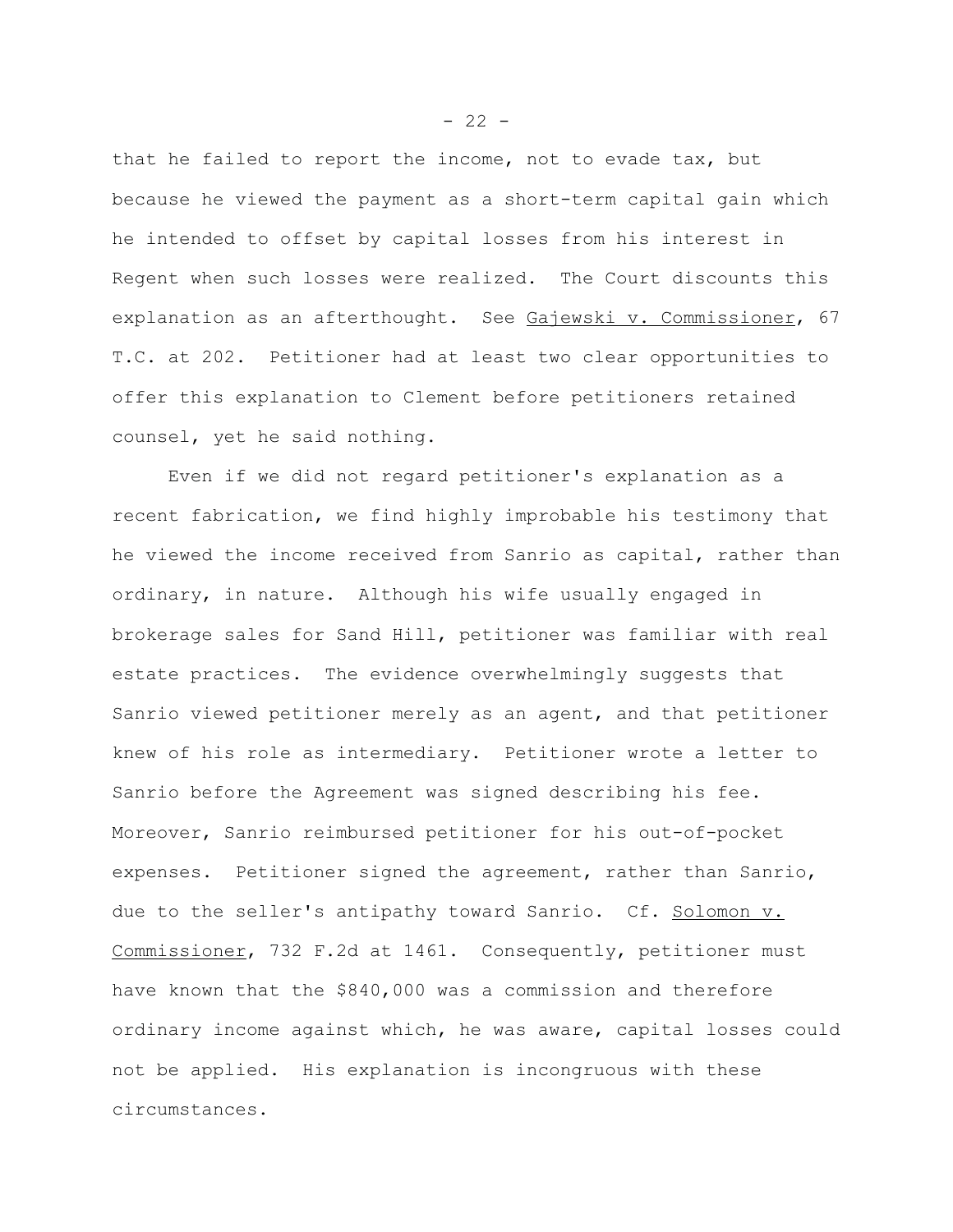that he failed to report the income, not to evade tax, but because he viewed the payment as a short-term capital gain which he intended to offset by capital losses from his interest in Regent when such losses were realized. The Court discounts this explanation as an afterthought. See Gajewski v. Commissioner, 67 T.C. at 202. Petitioner had at least two clear opportunities to offer this explanation to Clement before petitioners retained counsel, yet he said nothing.

Even if we did not regard petitioner's explanation as a recent fabrication, we find highly improbable his testimony that he viewed the income received from Sanrio as capital, rather than ordinary, in nature. Although his wife usually engaged in brokerage sales for Sand Hill, petitioner was familiar with real estate practices. The evidence overwhelmingly suggests that Sanrio viewed petitioner merely as an agent, and that petitioner knew of his role as intermediary. Petitioner wrote a letter to Sanrio before the Agreement was signed describing his fee. Moreover, Sanrio reimbursed petitioner for his out-of-pocket expenses. Petitioner signed the agreement, rather than Sanrio, due to the seller's antipathy toward Sanrio. Cf. Solomon v. Commissioner, 732 F.2d at 1461. Consequently, petitioner must have known that the $840,000 was a commission and therefore ordinary income against which, he was aware, capital losses could not be applied. His explanation is incongruous with these circumstances.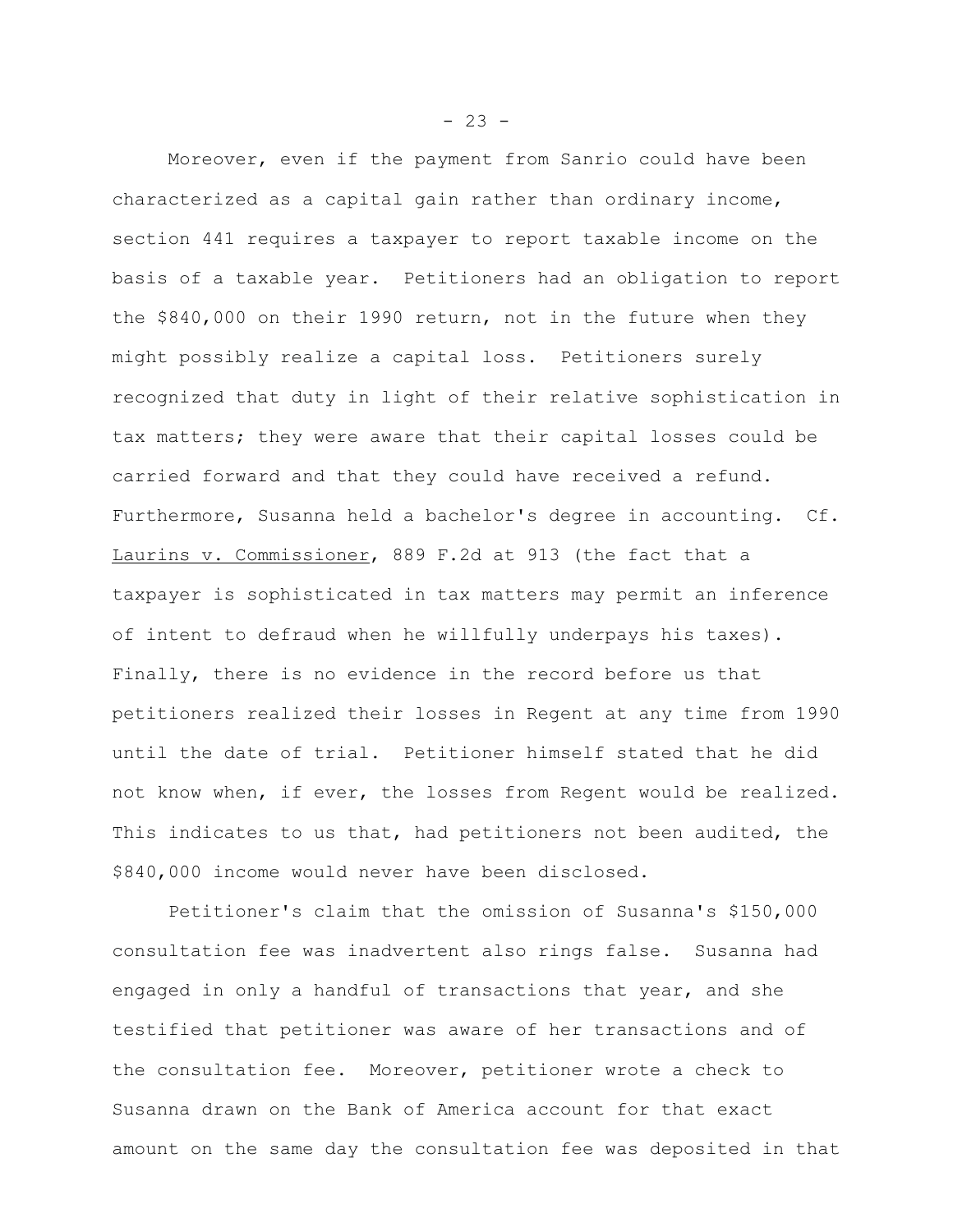Moreover, even if the payment from Sanrio could have been characterized as a capital gain rather than ordinary income, section 441 requires a taxpayer to report taxable income on the basis of a taxable year. Petitioners had an obligation to report the $840,000 on their 1990 return, not in the future when they might possibly realize a capital loss. Petitioners surely recognized that duty in light of their relative sophistication in tax matters; they were aware that their capital losses could be carried forward and that they could have received a refund. Furthermore, Susanna held a bachelor's degree in accounting. Cf. Laurins v. Commissioner, 889 F.2d at 913 (the fact that a taxpayer is sophisticated in tax matters may permit an inference of intent to defraud when he willfully underpays his taxes). Finally, there is no evidence in the record before us that petitioners realized their losses in Regent at any time from 1990 until the date of trial. Petitioner himself stated that he did not know when, if ever, the losses from Regent would be realized. This indicates to us that, had petitioners not been audited, the $840,000 income would never have been disclosed.

Petitioner's claim that the omission of Susanna's $150,000 consultation fee was inadvertent also rings false. Susanna had engaged in only a handful of transactions that year, and she testified that petitioner was aware of her transactions and of the consultation fee. Moreover, petitioner wrote a check to Susanna drawn on the Bank of America account for that exact amount on the same day the consultation fee was deposited in that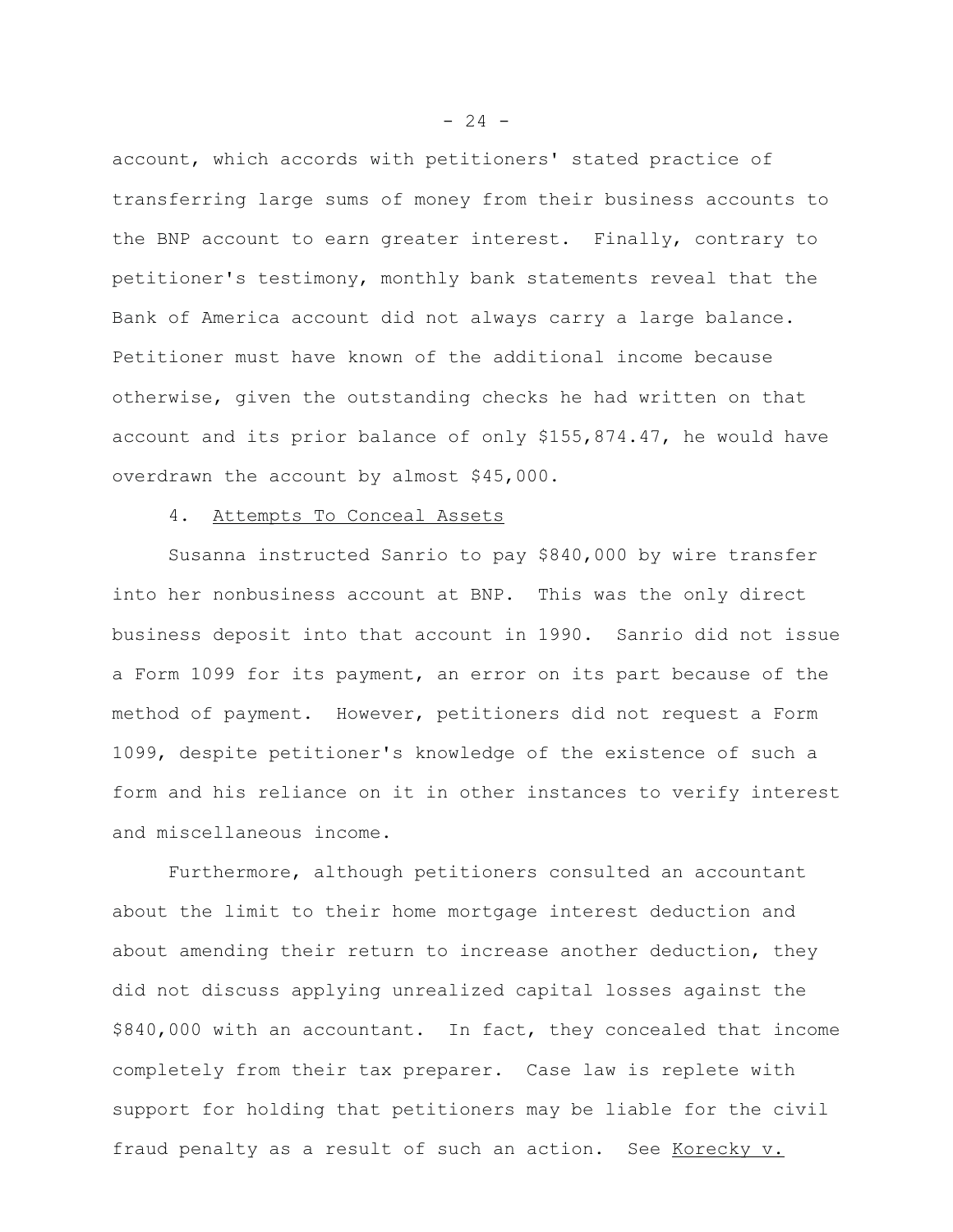account, which accords with petitioners' stated practice of transferring large sums of money from their business accounts to the BNP account to earn greater interest. Finally, contrary to petitioner's testimony, monthly bank statements reveal that the Bank of America account did not always carry a large balance. Petitioner must have known of the additional income because otherwise, given the outstanding checks he had written on that account and its prior balance of only $155,874.47, he would have overdrawn the account by almost $45,000.

4. Attempts To Conceal Assets

Susanna instructed Sanrio to pay $840,000 by wire transfer into her nonbusiness account at BNP. This was the only direct business deposit into that account in 1990. Sanrio did not issue a Form 1099 for its payment, an error on its part because of the method of payment. However, petitioners did not request a Form 1099, despite petitioner's knowledge of the existence of such a form and his reliance on it in other instances to verify interest and miscellaneous income.

Furthermore, although petitioners consulted an accountant about the limit to their home mortgage interest deduction and about amending their return to increase another deduction, they did not discuss applying unrealized capital losses against the $840,000 with an accountant. In fact, they concealed that income completely from their tax preparer. Case law is replete with support for holding that petitioners may be liable for the civil fraud penalty as a result of such an action. See Korecky v.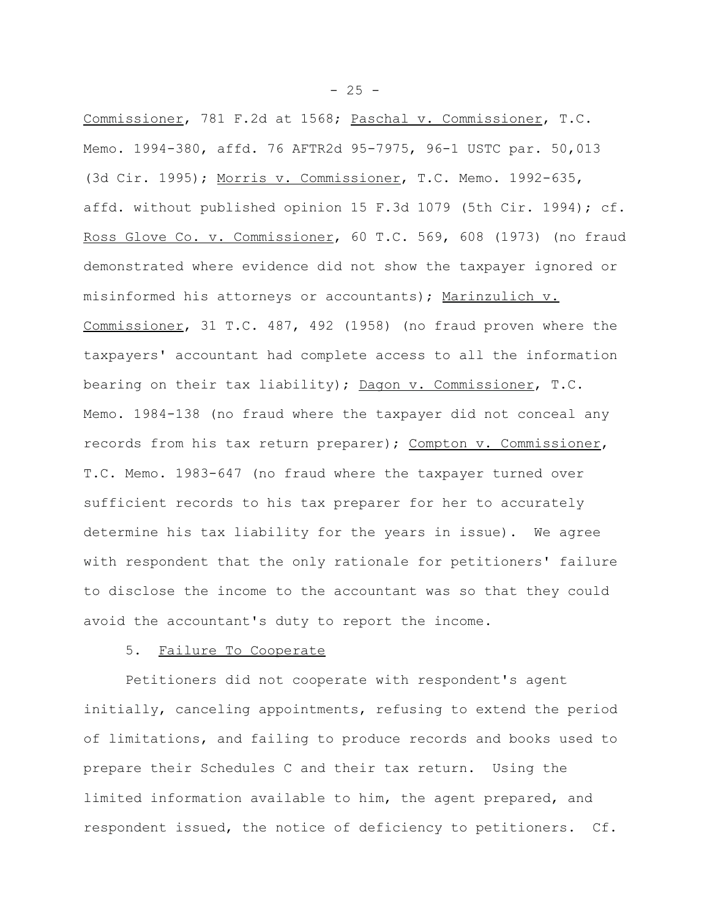Commissioner, 781 F.2d at 1568; Paschal v. Commissioner, T.C. Memo. 1994-380, affd. 76 AFTR2d 95-7975, 96-1 USTC par. 50,013 (3d Cir. 1995); Morris v. Commissioner, T.C. Memo. 1992-635, affd. without published opinion 15 F.3d 1079 (5th Cir. 1994); cf. Ross Glove Co. v. Commissioner, 60 T.C. 569, 608 (1973) (no fraud demonstrated where evidence did not show the taxpayer ignored or misinformed his attorneys or accountants); Marinzulich v. Commissioner, 31 T.C. 487, 492 (1958) (no fraud proven where the taxpayers' accountant had complete access to all the information bearing on their tax liability); Dagon v. Commissioner, T.C. Memo. 1984-138 (no fraud where the taxpayer did not conceal any records from his tax return preparer); Compton v. Commissioner, T.C. Memo. 1983-647 (no fraud where the taxpayer turned over sufficient records to his tax preparer for her to accurately determine his tax liability for the years in issue). We agree with respondent that the only rationale for petitioners' failure to disclose the income to the accountant was so that they could avoid the accountant's duty to report the income.

5. Failure To Cooperate

Petitioners did not cooperate with respondent's agent initially, canceling appointments, refusing to extend the period of limitations, and failing to produce records and books used to prepare their Schedules C and their tax return. Using the limited information available to him, the agent prepared, and respondent issued, the notice of deficiency to petitioners. Cf.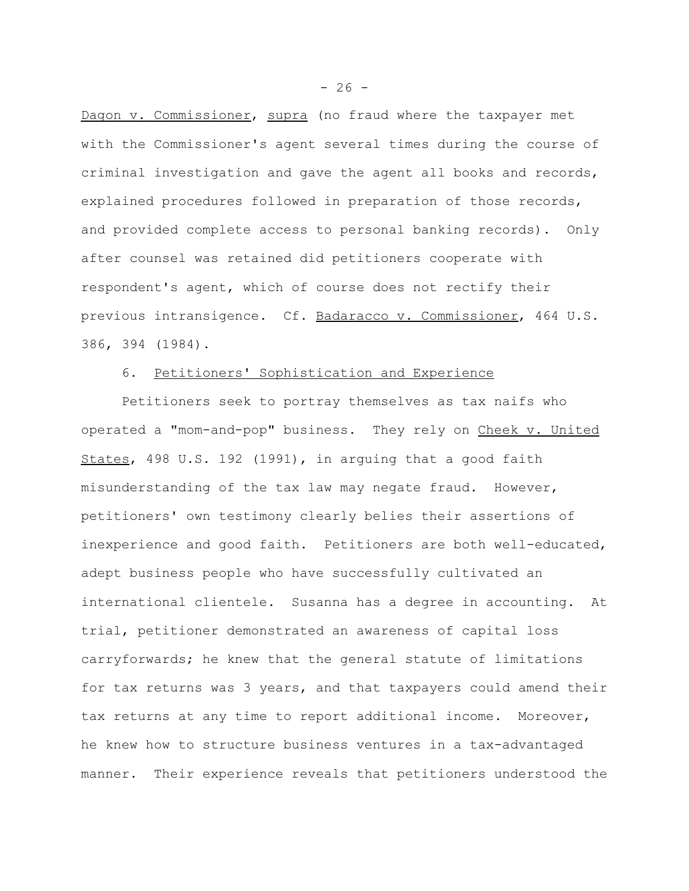Dagon v. Commissioner, supra (no fraud where the taxpayer met with the Commissioner's agent several times during the course of criminal investigation and gave the agent all books and records, explained procedures followed in preparation of those records, and provided complete access to personal banking records). Only after counsel was retained did petitioners cooperate with respondent's agent, which of course does not rectify their previous intransigence. Cf. Badaracco v. Commissioner, 464 U.S. 386, 394 (1984).

6. Petitioners' Sophistication and Experience

Petitioners seek to portray themselves as tax naifs who operated a "mom-and-pop" business. They rely on Cheek v. United States, 498 U.S. 192 (1991), in arguing that a good faith misunderstanding of the tax law may negate fraud. However, petitioners' own testimony clearly belies their assertions of inexperience and good faith. Petitioners are both well-educated, adept business people who have successfully cultivated an international clientele. Susanna has a degree in accounting. At trial, petitioner demonstrated an awareness of capital loss carryforwards; he knew that the general statute of limitations for tax returns was 3 years, and that taxpayers could amend their tax returns at any time to report additional income. Moreover, he knew how to structure business ventures in a tax-advantaged manner. Their experience reveals that petitioners understood the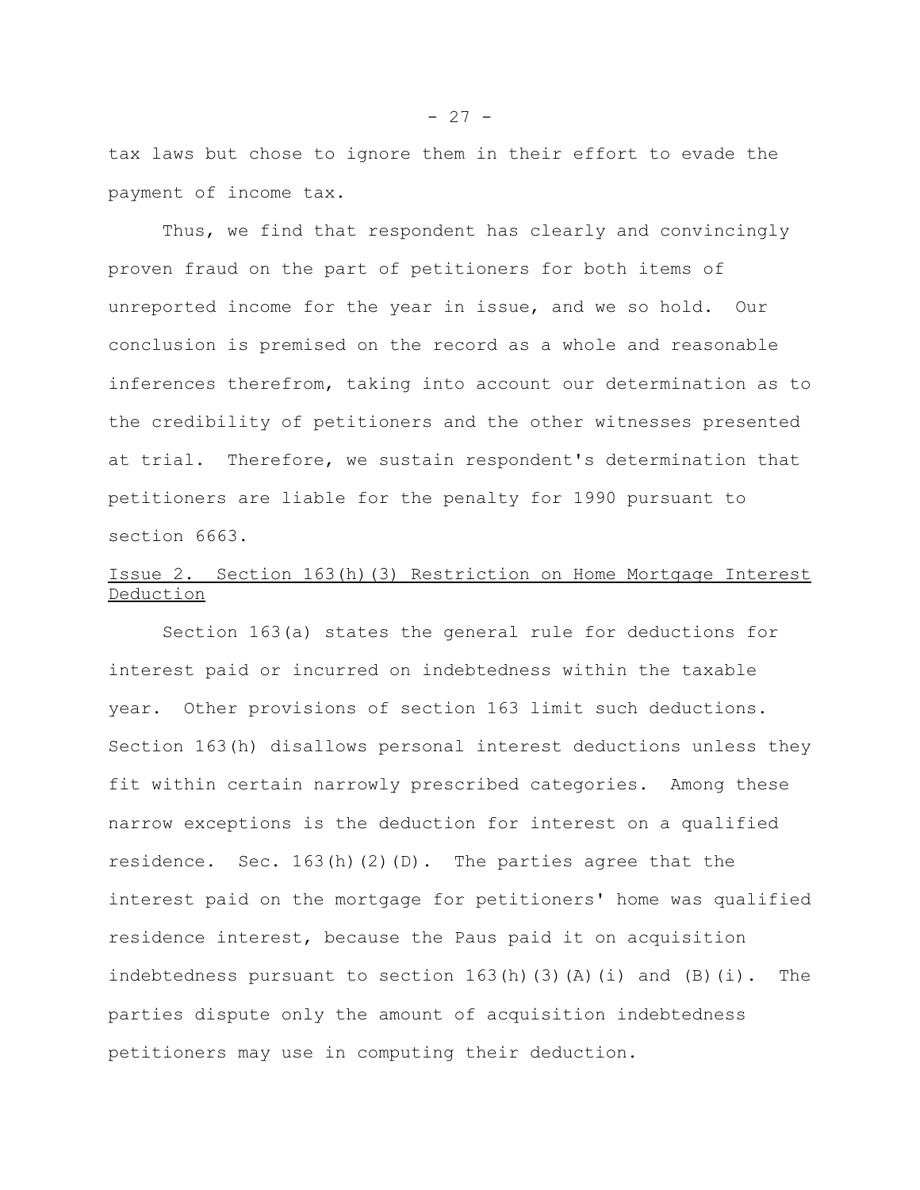tax laws but chose to ignore them in their effort to evade the payment of income tax.

Thus, we find that respondent has clearly and convincingly proven fraud on the part of petitioners for both items of unreported income for the year in issue, and we so hold. Our conclusion is premised on the record as a whole and reasonable inferences therefrom, taking into account our determination as to the credibility of petitioners and the other witnesses presented at trial. Therefore, we sustain respondent's determination that petitioners are liable for the penalty for 1990 pursuant to section 6663.

Issue 2. Section 163(h)(3) Restriction on Home Mortgage Interest Deduction

Section 163(a) states the general rule for deductions for interest paid or incurred on indebtedness within the taxable year. Other provisions of section 163 limit such deductions. Section 163(h) disallows personal interest deductions unless they fit within certain narrowly prescribed categories. Among these narrow exceptions is the deduction for interest on a qualified residence. Sec. 163(h)(2)(D). The parties agree that the interest paid on the mortgage for petitioners' home was qualified residence interest, because the Paus paid it on acquisition indebtedness pursuant to section 163(h)(3)(A)(i) and (B)(i). The parties dispute only the amount of acquisition indebtedness petitioners may use in computing their deduction.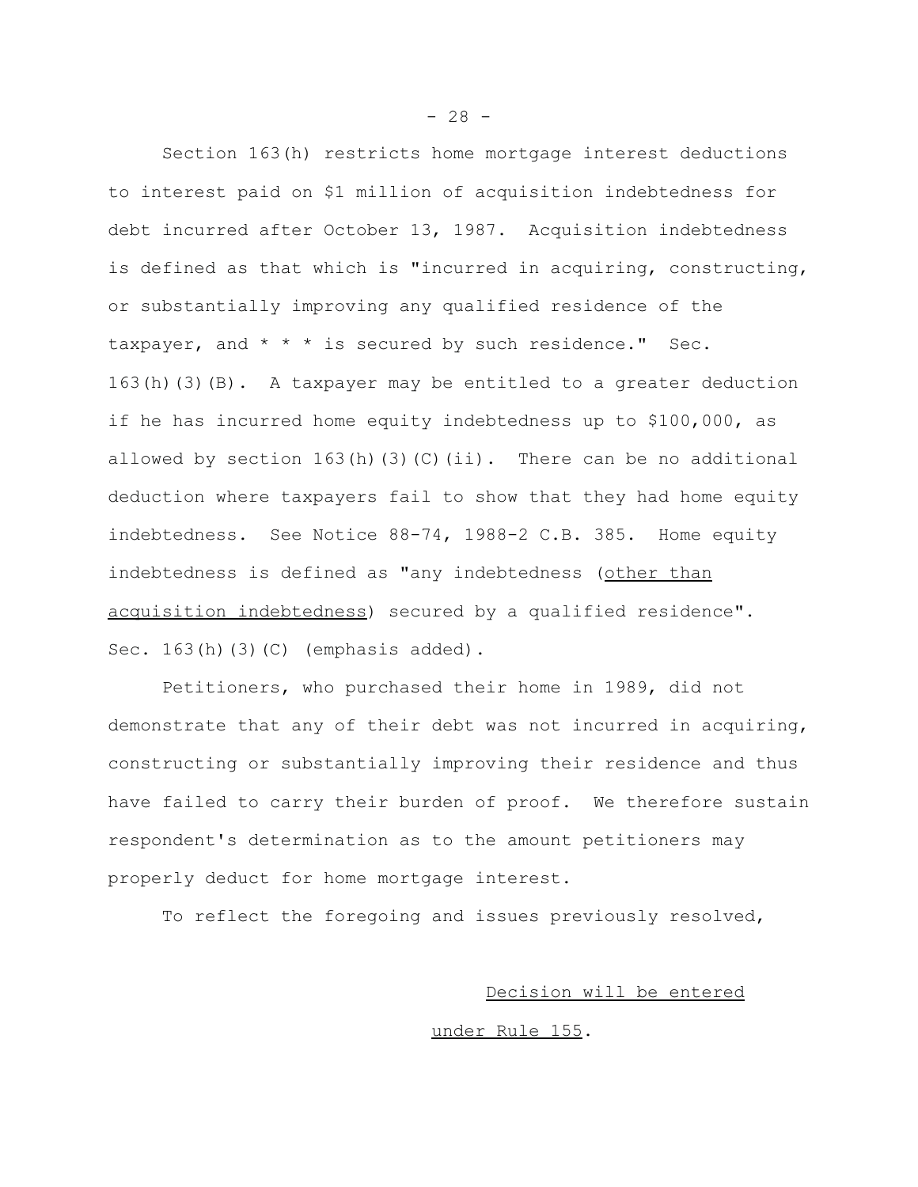Section 163(h) restricts home mortgage interest deductions to interest paid on $1 million of acquisition indebtedness for debt incurred after October 13, 1987. Acquisition indebtedness is defined as that which is "incurred in acquiring, constructing, or substantially improving any qualified residence of the taxpayer, and * * * is secured by such residence." Sec. 163(h)(3)(B). A taxpayer may be entitled to a greater deduction if he has incurred home equity indebtedness up to $100,000, as allowed by section 163(h)(3)(C)(ii). There can be no additional deduction where taxpayers fail to show that they had home equity indebtedness. See Notice 88-74, 1988-2 C.B. 385. Home equity indebtedness is defined as "any indebtedness (<u>other than acquisition indebtedness</u>) secured by a qualified residence". Sec. 163(h)(3)(C) (emphasis added).

Petitioners, who purchased their home in 1989, did not demonstrate that any of their debt was not incurred in acquiring, constructing or substantially improving their residence and thus have failed to carry their burden of proof. We therefore sustain respondent's determination as to the amount petitioners may properly deduct for home mortgage interest.

To reflect the foregoing and issues previously resolved,

<u>Decision will be entered</u>

<u>under Rule 155</u>.